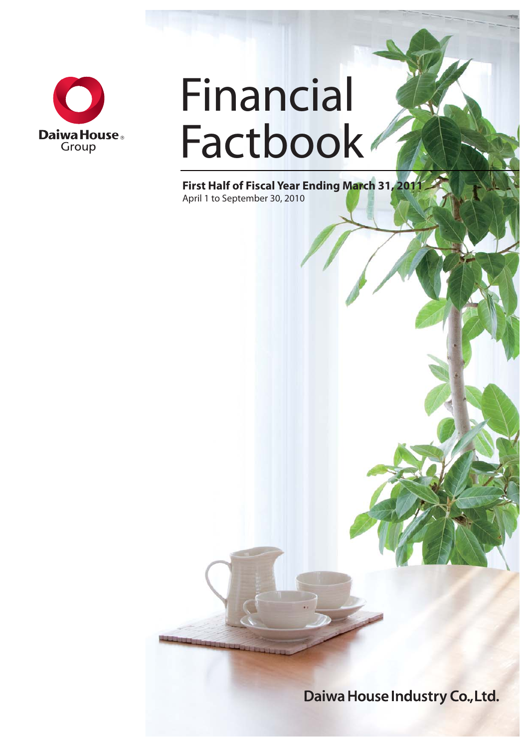Daiwa House®
Group

# Financial Factbook

**First Half of Fiscal Year Ending March 31, 2011**
April 1 to September 30, 2010

Daiwa House Industry Co., Ltd.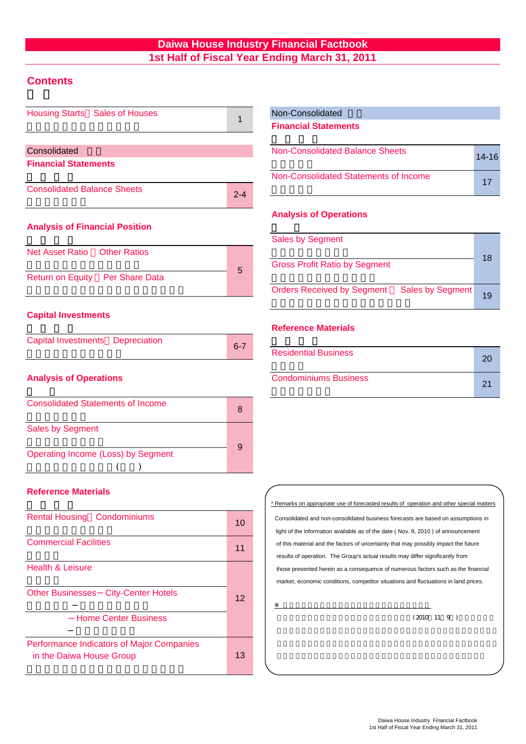# Daiwa House Industry Financial Factbook
## 1st Half of Fiscal Year Ending March 31, 2011

## Contents

| | |
|---|---|
| Housing Starts・Sales of Houses | 1 |

### Consolidated Financial Statements

| | |
|---|---|
| Consolidated Balance Sheets | 2-4 |

### Analysis of Financial Position

| | |
|---|---|
| Net Asset Ratio・Other Ratios | 5 |
| Return on Equity・Per Share Data | |

### Capital Investments

| | |
|---|---|
| Capital Investments・Depreciation | 6-7 |

### Analysis of Operations

| | |
|---|---|
| Consolidated Statements of Income | 8 |
| Sales by Segment | 9 |
| Operating Income (Loss) by Segment | |

### Reference Materials

| | |
|---|---|
| Rental Housing・Condominiums | 10 |
| Commercial Facilities | 11 |
| Health & Leisure | 12 |
| Other Businesses－City-Center Hotels | |
| －Home Center Business | |
| Performance Indicators of Major Companies in the Daiwa House Group | 13 |

### Non-Consolidated Financial Statements

| | |
|---|---|
| Non-Consolidated Balance Sheets | 14-16 |
| Non-Consolidated Statements of Income | 17 |

### Analysis of Operations

| | |
|---|---|
| Sales by Segment | 18 |
| Gross Profit Ratio by Segment | |
| Orders Received by Segment・Sales by Segment | 19 |

### Reference Materials

| | |
|---|---|
| Residential Business | 20 |
| Condominiums Business | 21 |

* Remarks on appropriate use of forecasted results of operation and other special matters

Consolidated and non-consolidated business forecasts are based on assumptions in light of the information available as of the date ( Nov. 9, 2010 ) of announcement of this material and the factors of uncertainty that may possibly impact the future results of operation. The Group's actual results may differ significantly from those presented herein as a consequence of numerous factors such as the financial market, economic conditions, competitor situations and fluctuations in land prices.

※

( 2010 11 9 )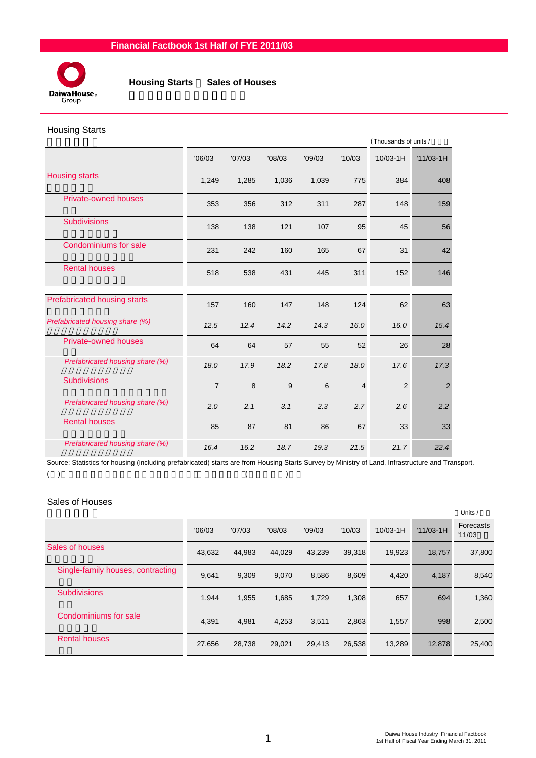Financial Factbook 1st Half of FYE 2011/03

## Housing Starts ・ Sales of Houses

### Housing Starts

(Thousands of units / )

| | '06/03 | '07/03 | '08/03 | '09/03 | '10/03 | '10/03-1H | '11/03-1H |
|---|---|---|---|---|---|---|---|
| Housing starts | 1,249 | 1,285 | 1,036 | 1,039 | 775 | 384 | 408 |
| Private-owned houses | 353 | 356 | 312 | 311 | 287 | 148 | 159 |
| Subdivisions | 138 | 138 | 121 | 107 | 95 | 45 | 56 |
| Condominiums for sale | 231 | 242 | 160 | 165 | 67 | 31 | 42 |
| Rental houses | 518 | 538 | 431 | 445 | 311 | 152 | 146 |
| Prefabricated housing starts | 157 | 160 | 147 | 148 | 124 | 62 | 63 |
| *Prefabricated housing share (%)* | *12.5* | *12.4* | *14.2* | *14.3* | *16.0* | *16.0* | *15.4* |
| Private-owned houses | 64 | 64 | 57 | 55 | 52 | 26 | 28 |
| *Prefabricated housing share (%)* | *18.0* | *17.9* | *18.2* | *17.8* | *18.0* | *17.6* | *17.3* |
| Subdivisions | 7 | 8 | 9 | 6 | 4 | 2 | 2 |
| *Prefabricated housing share (%)* | *2.0* | *2.1* | *3.1* | *2.3* | *2.7* | *2.6* | *2.2* |
| Rental houses | 85 | 87 | 81 | 86 | 67 | 33 | 33 |
| *Prefabricated housing share (%)* | *16.4* | *16.2* | *18.7* | *19.3* | *21.5* | *21.7* | *22.4* |

Source: Statistics for housing (including prefabricated) starts are from Housing Starts Survey by Ministry of Land, Infrastructure and Transport.

### Sales of Houses

Units /

| | '06/03 | '07/03 | '08/03 | '09/03 | '10/03 | '10/03-1H | '11/03-1H | Forecasts '11/03 |
|---|---|---|---|---|---|---|---|---|
| Sales of houses | 43,632 | 44,983 | 44,029 | 43,239 | 39,318 | 19,923 | 18,757 | 37,800 |
| Single-family houses, contracting | 9,641 | 9,309 | 9,070 | 8,586 | 8,609 | 4,420 | 4,187 | 8,540 |
| Subdivisions | 1,944 | 1,955 | 1,685 | 1,729 | 1,308 | 657 | 694 | 1,360 |
| Condominiums for sale | 4,391 | 4,981 | 4,253 | 3,511 | 2,863 | 1,557 | 998 | 2,500 |
| Rental houses | 27,656 | 28,738 | 29,021 | 29,413 | 26,538 | 13,289 | 12,878 | 25,400 |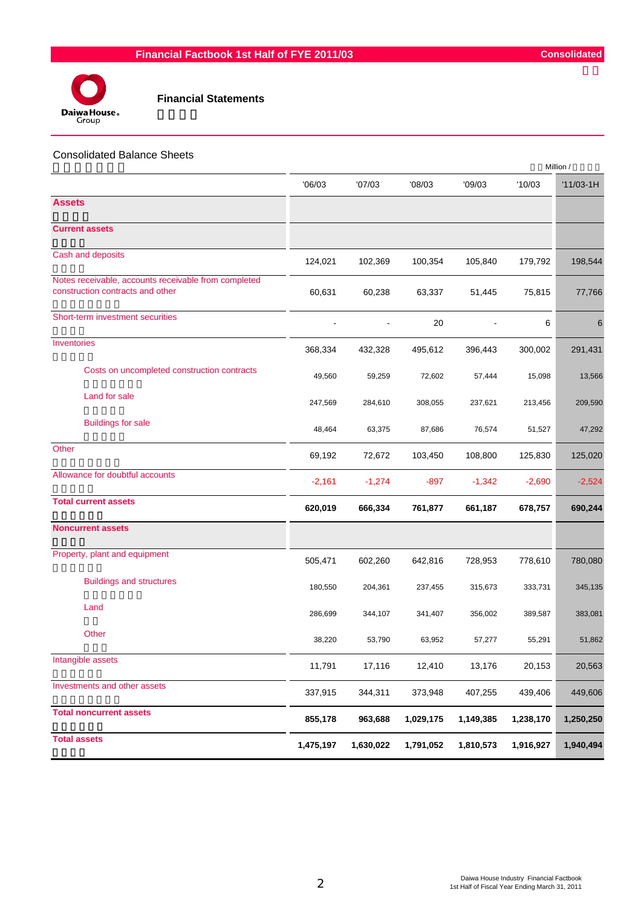# Financial Factbook 1st Half of FYE 2011/03

Consolidated

## Financial Statements

### Consolidated Balance Sheets

Million /

| | '06/03 | '07/03 | '08/03 | '09/03 | '10/03 | '11/03-1H |
|---|---|---|---|---|---|---|
| **Assets** | | | | | | |
| **Current assets** | | | | | | |
| Cash and deposits | 124,021 | 102,369 | 100,354 | 105,840 | 179,792 | 198,544 |
| Notes receivable, accounts receivable from completed construction contracts and other | 60,631 | 60,238 | 63,337 | 51,445 | 75,815 | 77,766 |
| Short-term investment securities | - | - | 20 | - | 6 | 6 |
| Inventories | 368,334 | 432,328 | 495,612 | 396,443 | 300,002 | 291,431 |
| Costs on uncompleted construction contracts | 49,560 | 59,259 | 72,602 | 57,444 | 15,098 | 13,566 |
| Land for sale | 247,569 | 284,610 | 308,055 | 237,621 | 213,456 | 209,590 |
| Buildings for sale | 48,464 | 63,375 | 87,686 | 76,574 | 51,527 | 47,292 |
| Other | 69,192 | 72,672 | 103,450 | 108,800 | 125,830 | 125,020 |
| Allowance for doubtful accounts | -2,161 | -1,274 | -897 | -1,342 | -2,690 | -2,524 |
| **Total current assets** | **620,019** | **666,334** | **761,877** | **661,187** | **678,757** | **690,244** |
| **Noncurrent assets** | | | | | | |
| Property, plant and equipment | 505,471 | 602,260 | 642,816 | 728,953 | 778,610 | 780,080 |
| Buildings and structures | 180,550 | 204,361 | 237,455 | 315,673 | 333,731 | 345,135 |
| Land | 286,699 | 344,107 | 341,407 | 356,002 | 389,587 | 383,081 |
| Other | 38,220 | 53,790 | 63,952 | 57,277 | 55,291 | 51,862 |
| Intangible assets | 11,791 | 17,116 | 12,410 | 13,176 | 20,153 | 20,563 |
| Investments and other assets | 337,915 | 344,311 | 373,948 | 407,255 | 439,406 | 449,606 |
| **Total noncurrent assets** | **855,178** | **963,688** | **1,029,175** | **1,149,385** | **1,238,170** | **1,250,250** |
| **Total assets** | **1,475,197** | **1,630,022** | **1,791,052** | **1,810,573** | **1,916,927** | **1,940,494** |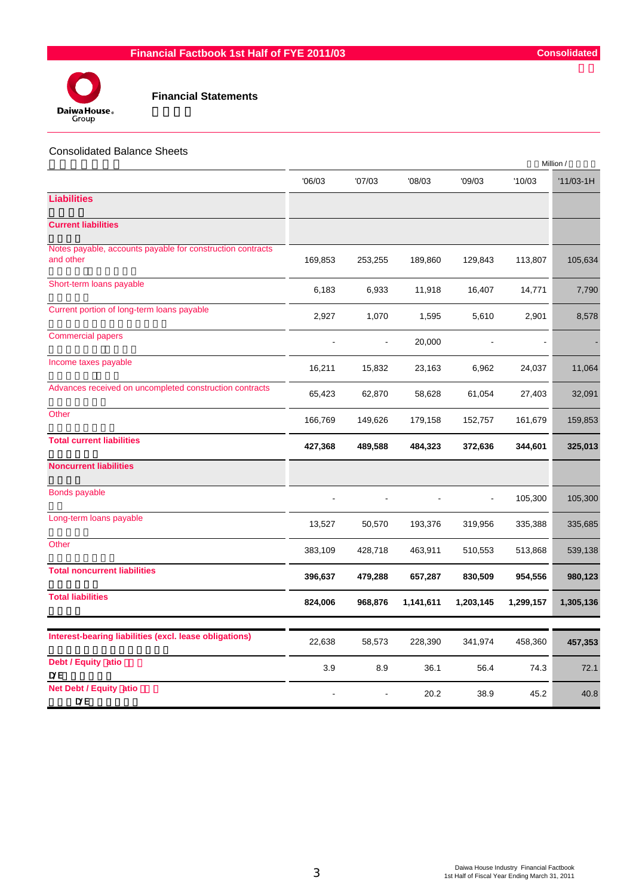Financial Factbook 1st Half of FYE 2011/03 — Consolidated

## Financial Statements

### Consolidated Balance Sheets

Million /

| | '06/03 | '07/03 | '08/03 | '09/03 | '10/03 | '11/03-1H |
|---|---|---|---|---|---|---|
| **Liabilities** | | | | | | |
| **Current liabilities** | | | | | | |
| Notes payable, accounts payable for construction contracts and other | 169,853 | 253,255 | 189,860 | 129,843 | 113,807 | 105,634 |
| Short-term loans payable | 6,183 | 6,933 | 11,918 | 16,407 | 14,771 | 7,790 |
| Current portion of long-term loans payable | 2,927 | 1,070 | 1,595 | 5,610 | 2,901 | 8,578 |
| Commercial papers | - | - | 20,000 | - | - | - |
| Income taxes payable | 16,211 | 15,832 | 23,163 | 6,962 | 24,037 | 11,064 |
| Advances received on uncompleted construction contracts | 65,423 | 62,870 | 58,628 | 61,054 | 27,403 | 32,091 |
| Other | 166,769 | 149,626 | 179,158 | 152,757 | 161,679 | 159,853 |
| **Total current liabilities** | **427,368** | **489,588** | **484,323** | **372,636** | **344,601** | **325,013** |
| **Noncurrent liabilities** | | | | | | |
| Bonds payable | - | - | - | - | 105,300 | 105,300 |
| Long-term loans payable | 13,527 | 50,570 | 193,376 | 319,956 | 335,388 | 335,685 |
| Other | 383,109 | 428,718 | 463,911 | 510,553 | 513,868 | 539,138 |
| **Total noncurrent liabilities** | **396,637** | **479,288** | **657,287** | **830,509** | **954,556** | **980,123** |
| **Total liabilities** | **824,006** | **968,876** | **1,141,611** | **1,203,145** | **1,299,157** | **1,305,136** |

| | '06/03 | '07/03 | '08/03 | '09/03 | '10/03 | '11/03-1H |
|---|---|---|---|---|---|---|
| **Interest-bearing liabilities (excl. lease obligations)** | 22,638 | 58,573 | 228,390 | 341,974 | 458,360 | **457,353** |
| **Debt / Equity Ratio** D/E | 3.9 | 8.9 | 36.1 | 56.4 | 74.3 | 72.1 |
| **Net Debt / Equity Ratio** D/E | - | - | 20.2 | 38.9 | 45.2 | 40.8 |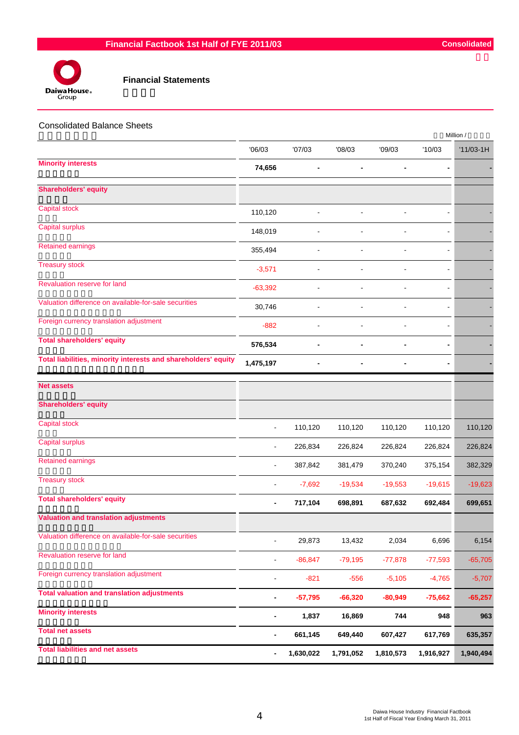# Financial Statements

## Consolidated Balance Sheets

Million /

| | '06/03 | '07/03 | '08/03 | '09/03 | '10/03 | '11/03-1H |
|---|---|---|---|---|---|---|
| **Minority interests** | **74,656** | **-** | **-** | **-** | **-** | **-** |
| **Shareholders' equity** | | | | | | |
| Capital stock | 110,120 | - | - | - | - | - |
| Capital surplus | 148,019 | - | - | - | - | - |
| Retained earnings | 355,494 | - | - | - | - | - |
| Treasury stock | -3,571 | - | - | - | - | - |
| Revaluation reserve for land | -63,392 | - | - | - | - | - |
| Valuation difference on available-for-sale securities | 30,746 | - | - | - | - | - |
| Foreign currency translation adjustment | -882 | - | - | - | - | - |
| **Total shareholders' equity** | **576,534** | **-** | **-** | **-** | **-** | **-** |
| **Total liabilities, minority interests and shareholders' equity** | **1,475,197** | **-** | **-** | **-** | **-** | **-** |
| **Net assets** | | | | | | |
| **Shareholders' equity** | | | | | | |
| Capital stock | - | 110,120 | 110,120 | 110,120 | 110,120 | 110,120 |
| Capital surplus | - | 226,834 | 226,824 | 226,824 | 226,824 | 226,824 |
| Retained earnings | - | 387,842 | 381,479 | 370,240 | 375,154 | 382,329 |
| Treasury stock | - | -7,692 | -19,534 | -19,553 | -19,615 | -19,623 |
| **Total shareholders' equity** | **-** | **717,104** | **698,891** | **687,632** | **692,484** | **699,651** |
| **Valuation and translation adjustments** | | | | | | |
| Valuation difference on available-for-sale securities | - | 29,873 | 13,432 | 2,034 | 6,696 | 6,154 |
| Revaluation reserve for land | - | -86,847 | -79,195 | -77,878 | -77,593 | -65,705 |
| Foreign currency translation adjustment | - | -821 | -556 | -5,105 | -4,765 | -5,707 |
| **Total valuation and translation adjustments** | **-** | **-57,795** | **-66,320** | **-80,949** | **-75,662** | **-65,257** |
| **Minority interests** | **-** | **1,837** | **16,869** | **744** | **948** | **963** |
| **Total net assets** | **-** | **661,145** | **649,440** | **607,427** | **617,769** | **635,357** |
| **Total liabilities and net assets** | **-** | **1,630,022** | **1,791,052** | **1,810,573** | **1,916,927** | **1,940,494** |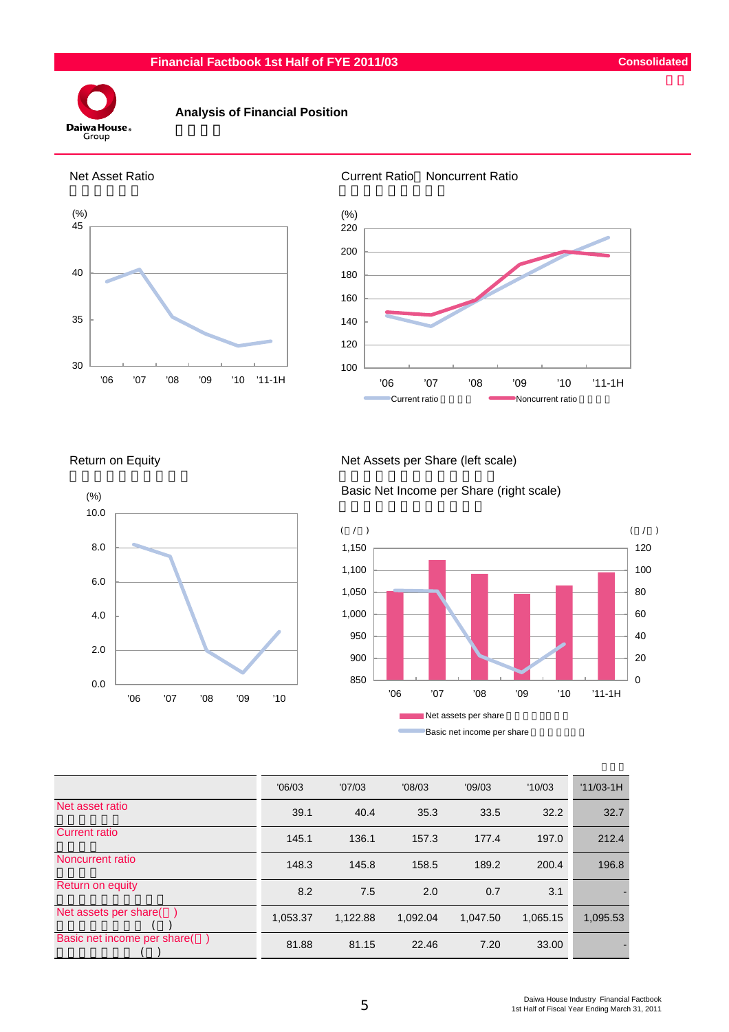# Analysis of Financial Position

## Net Asset Ratio

(%)

## Current Ratio・Noncurrent Ratio

(%)

Current ratio / Noncurrent ratio

## Return on Equity

(%)

## Net Assets per Share (left scale)

## Basic Net Income per Share (right scale)

Net assets per share / Basic net income per share

|  | '06/03 | '07/03 | '08/03 | '09/03 | '10/03 | '11/03-1H |
|---|---|---|---|---|---|---|
| Net asset ratio | 39.1 | 40.4 | 35.3 | 33.5 | 32.2 | 32.7 |
| Current ratio | 145.1 | 136.1 | 157.3 | 177.4 | 197.0 | 212.4 |
| Noncurrent ratio | 148.3 | 145.8 | 158.5 | 189.2 | 200.4 | 196.8 |
| Return on equity | 8.2 | 7.5 | 2.0 | 0.7 | 3.1 | - |
| Net assets per share( ) | 1,053.37 | 1,122.88 | 1,092.04 | 1,047.50 | 1,065.15 | 1,095.53 |
| Basic net income per share( ) | 81.88 | 81.15 | 22.46 | 7.20 | 33.00 | - |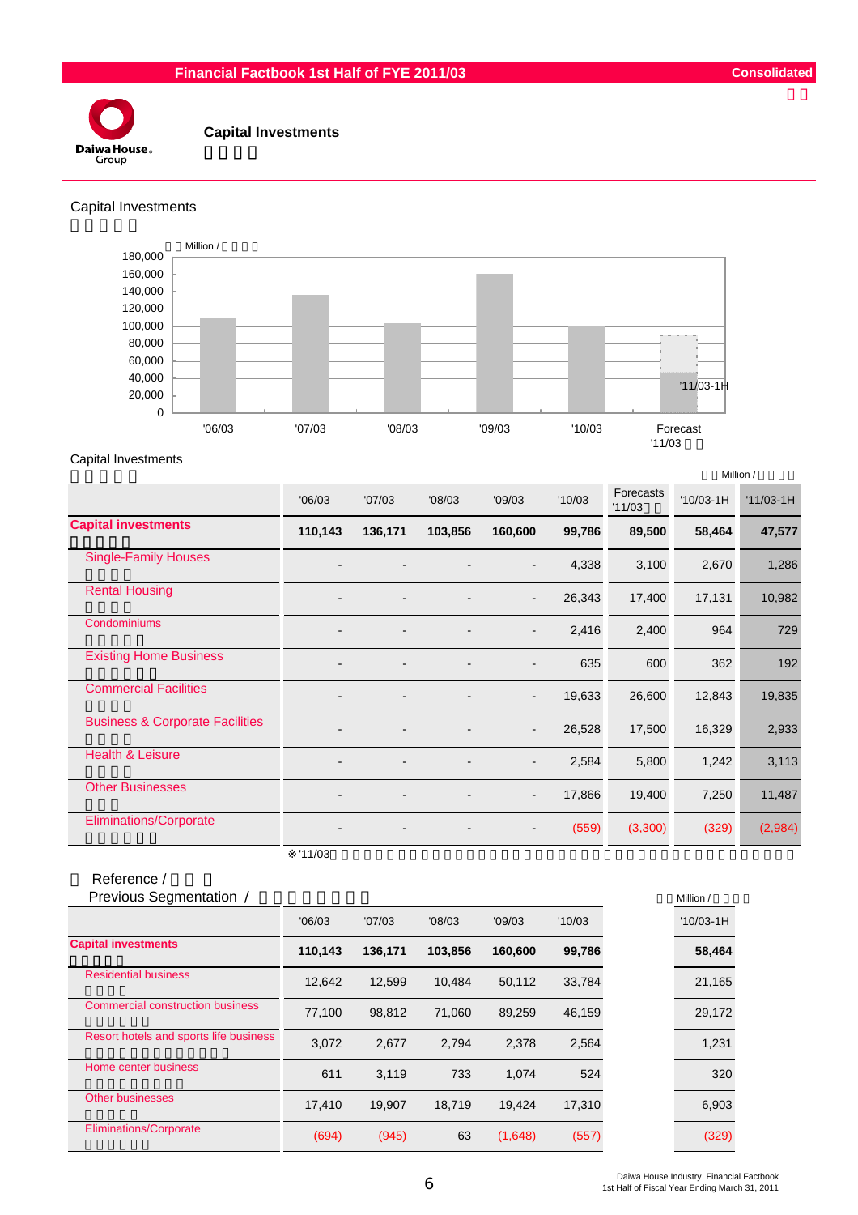# Capital Investments

## Capital Investments

Million /

| | '06/03 | '07/03 | '08/03 | '09/03 | '10/03 | Forecast '11/03 |
|---|---|---|---|---|---|---|
| Capital Investments | 110,143 | 136,171 | 103,856 | 160,600 | 99,786 | 89,500 ('11/03-1H: 47,577) |

## Capital Investments

Million /

| | '06/03 | '07/03 | '08/03 | '09/03 | '10/03 | Forecasts '11/03 | '10/03-1H | '11/03-1H |
|---|---|---|---|---|---|---|---|---|
| **Capital investments** | **110,143** | **136,171** | **103,856** | **160,600** | **99,786** | **89,500** | **58,464** | **47,577** |
| Single-Family Houses | - | - | - | - | 4,338 | 3,100 | 2,670 | 1,286 |
| Rental Housing | - | - | - | - | 26,343 | 17,400 | 17,131 | 10,982 |
| Condominiums | - | - | - | - | 2,416 | 2,400 | 964 | 729 |
| Existing Home Business | - | - | - | - | 635 | 600 | 362 | 192 |
| Commercial Facilities | - | - | - | - | 19,633 | 26,600 | 12,843 | 19,835 |
| Business & Corporate Facilities | - | - | - | - | 26,528 | 17,500 | 16,329 | 2,933 |
| Health & Leisure | - | - | - | - | 2,584 | 5,800 | 1,242 | 3,113 |
| Other Businesses | - | - | - | - | 17,866 | 19,400 | 7,250 | 11,487 |
| Eliminations/Corporate | - | - | - | - | (559) | (3,300) | (329) | (2,984) |

※'11/03

## Reference /

### Previous Segmentation /

Million /

| | '06/03 | '07/03 | '08/03 | '09/03 | '10/03 | '10/03-1H |
|---|---|---|---|---|---|---|
| **Capital investments** | **110,143** | **136,171** | **103,856** | **160,600** | **99,786** | **58,464** |
| Residential business | 12,642 | 12,599 | 10,484 | 50,112 | 33,784 | 21,165 |
| Commercial construction business | 77,100 | 98,812 | 71,060 | 89,259 | 46,159 | 29,172 |
| Resort hotels and sports life business | 3,072 | 2,677 | 2,794 | 2,378 | 2,564 | 1,231 |
| Home center business | 611 | 3,119 | 733 | 1,074 | 524 | 320 |
| Other businesses | 17,410 | 19,907 | 18,719 | 19,424 | 17,310 | 6,903 |
| Eliminations/Corporate | (694) | (945) | 63 | (1,648) | (557) | (329) |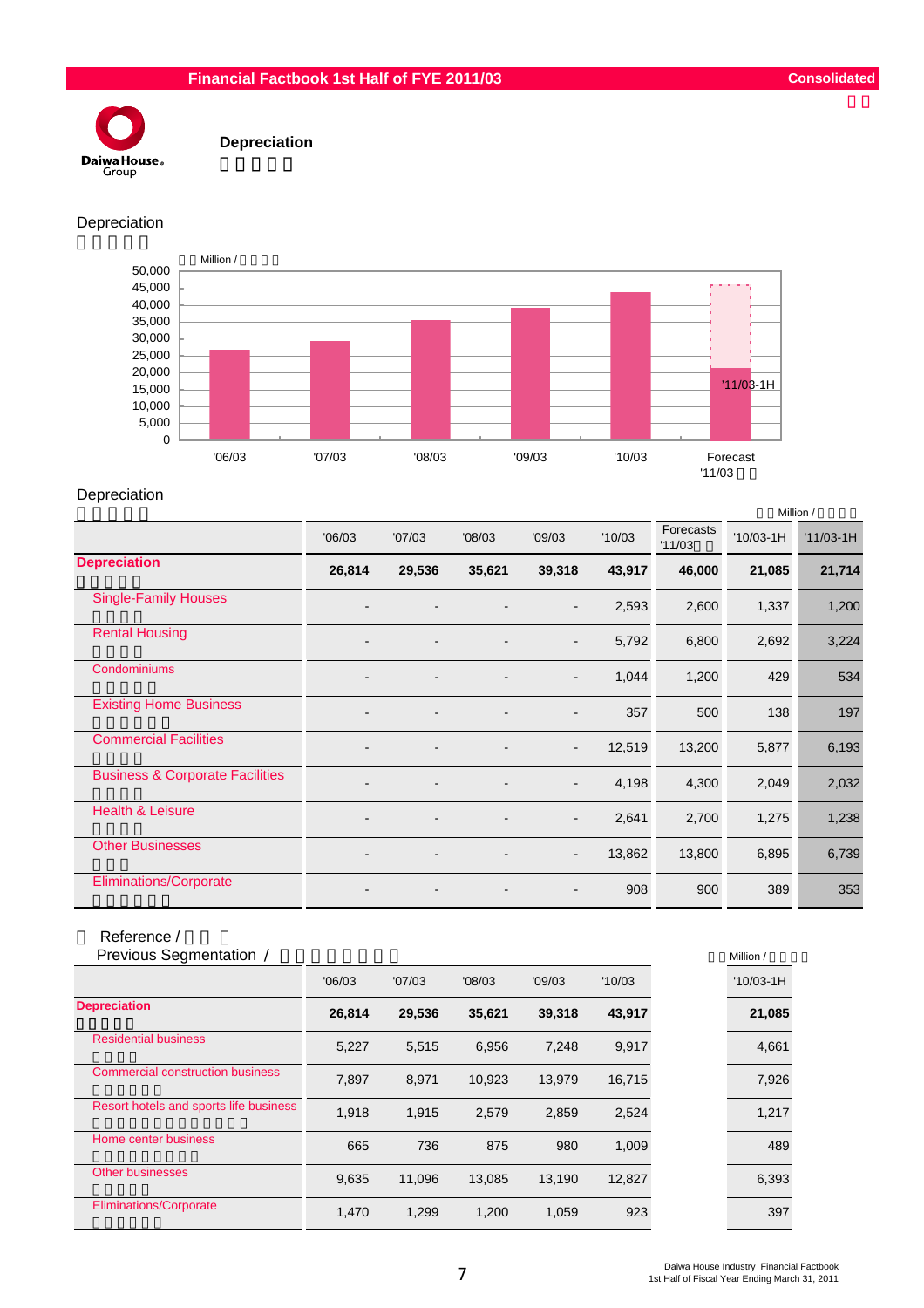# Depreciation

## Depreciation

Million /

| | |
|---|---|
| 50,000 | |
| 45,000 | |
| 40,000 | |
| 35,000 | |
| 30,000 | |
| 25,000 | |
| 20,000 | |
| 15,000 | |
| 10,000 | |
| 5,000 | |
| 0 | |

'06/03 '07/03 '08/03 '09/03 '10/03 Forecast '11/03

'11/03-1H

## Depreciation

Million /

| | '06/03 | '07/03 | '08/03 | '09/03 | '10/03 | Forecasts '11/03 | '10/03-1H | '11/03-1H |
|---|---|---|---|---|---|---|---|---|
| **Depreciation** | **26,814** | **29,536** | **35,621** | **39,318** | **43,917** | **46,000** | **21,085** | **21,714** |
| Single-Family Houses | - | - | - | - | 2,593 | 2,600 | 1,337 | 1,200 |
| Rental Housing | - | - | - | - | 5,792 | 6,800 | 2,692 | 3,224 |
| Condominiums | - | - | - | - | 1,044 | 1,200 | 429 | 534 |
| Existing Home Business | - | - | - | - | 357 | 500 | 138 | 197 |
| Commercial Facilities | - | - | - | - | 12,519 | 13,200 | 5,877 | 6,193 |
| Business & Corporate Facilities | - | - | - | - | 4,198 | 4,300 | 2,049 | 2,032 |
| Health & Leisure | - | - | - | - | 2,641 | 2,700 | 1,275 | 1,238 |
| Other Businesses | - | - | - | - | 13,862 | 13,800 | 6,895 | 6,739 |
| Eliminations/Corporate | - | - | - | - | 908 | 900 | 389 | 353 |

Reference /
Previous Segmentation /

Million /

| | '06/03 | '07/03 | '08/03 | '09/03 | '10/03 | '10/03-1H |
|---|---|---|---|---|---|---|
| **Depreciation** | **26,814** | **29,536** | **35,621** | **39,318** | **43,917** | **21,085** |
| Residential business | 5,227 | 5,515 | 6,956 | 7,248 | 9,917 | 4,661 |
| Commercial construction business | 7,897 | 8,971 | 10,923 | 13,979 | 16,715 | 7,926 |
| Resort hotels and sports life business | 1,918 | 1,915 | 2,579 | 2,859 | 2,524 | 1,217 |
| Home center business | 665 | 736 | 875 | 980 | 1,009 | 489 |
| Other businesses | 9,635 | 11,096 | 13,085 | 13,190 | 12,827 | 6,393 |
| Eliminations/Corporate | 1,470 | 1,299 | 1,200 | 1,059 | 923 | 397 |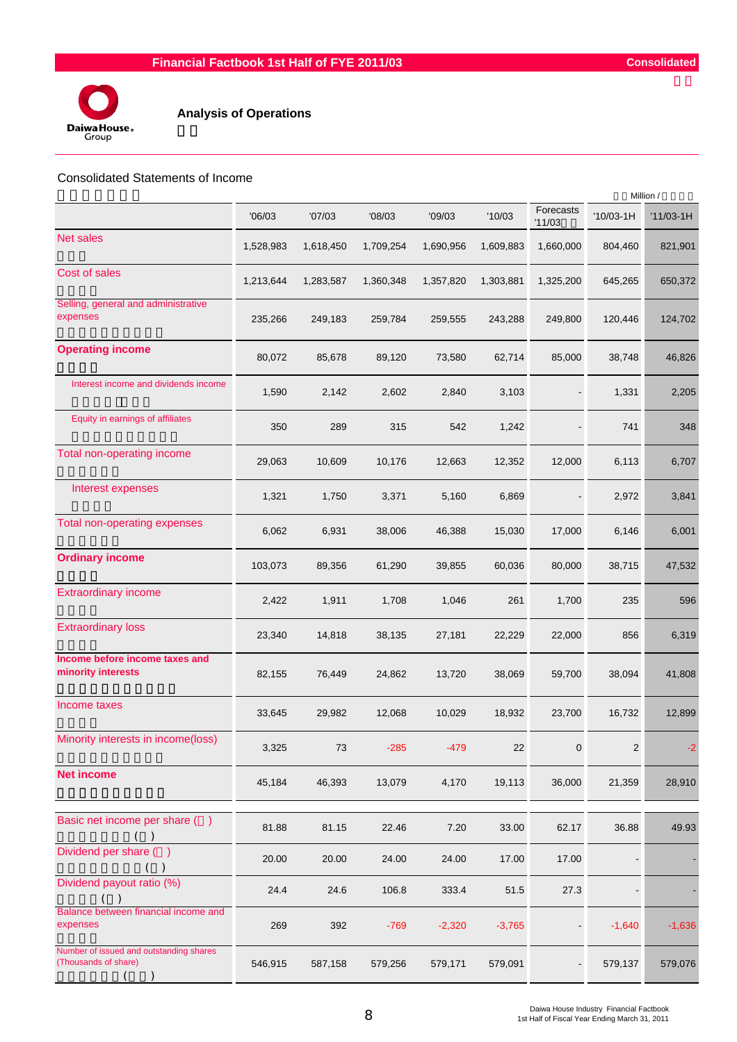## Financial Factbook 1st Half of FYE 2011/03 — Consolidated

**Daiwa House Group**

### Analysis of Operations

Consolidated Statements of Income

Million /

| | '06/03 | '07/03 | '08/03 | '09/03 | '10/03 | Forecasts '11/03 | '10/03-1H | '11/03-1H |
|---|---|---|---|---|---|---|---|---|
| Net sales | 1,528,983 | 1,618,450 | 1,709,254 | 1,690,956 | 1,609,883 | 1,660,000 | 804,460 | 821,901 |
| Cost of sales | 1,213,644 | 1,283,587 | 1,360,348 | 1,357,820 | 1,303,881 | 1,325,200 | 645,265 | 650,372 |
| Selling, general and administrative expenses | 235,266 | 249,183 | 259,784 | 259,555 | 243,288 | 249,800 | 120,446 | 124,702 |
| **Operating income** | 80,072 | 85,678 | 89,120 | 73,580 | 62,714 | 85,000 | 38,748 | 46,826 |
| Interest income and dividends income | 1,590 | 2,142 | 2,602 | 2,840 | 3,103 | - | 1,331 | 2,205 |
| Equity in earnings of affiliates | 350 | 289 | 315 | 542 | 1,242 | - | 741 | 348 |
| Total non-operating income | 29,063 | 10,609 | 10,176 | 12,663 | 12,352 | 12,000 | 6,113 | 6,707 |
| Interest expenses | 1,321 | 1,750 | 3,371 | 5,160 | 6,869 | - | 2,972 | 3,841 |
| Total non-operating expenses | 6,062 | 6,931 | 38,006 | 46,388 | 15,030 | 17,000 | 6,146 | 6,001 |
| **Ordinary income** | 103,073 | 89,356 | 61,290 | 39,855 | 60,036 | 80,000 | 38,715 | 47,532 |
| Extraordinary income | 2,422 | 1,911 | 1,708 | 1,046 | 261 | 1,700 | 235 | 596 |
| Extraordinary loss | 23,340 | 14,818 | 38,135 | 27,181 | 22,229 | 22,000 | 856 | 6,319 |
| **Income before income taxes and minority interests** | 82,155 | 76,449 | 24,862 | 13,720 | 38,069 | 59,700 | 38,094 | 41,808 |
| Income taxes | 33,645 | 29,982 | 12,068 | 10,029 | 18,932 | 23,700 | 16,732 | 12,899 |
| Minority interests in income(loss) | 3,325 | 73 | -285 | -479 | 22 | 0 | 2 | -2 |
| **Net income** | 45,184 | 46,393 | 13,079 | 4,170 | 19,113 | 36,000 | 21,359 | 28,910 |
| Basic net income per share ( ) | 81.88 | 81.15 | 22.46 | 7.20 | 33.00 | 62.17 | 36.88 | 49.93 |
| Dividend per share ( ) | 20.00 | 20.00 | 24.00 | 24.00 | 17.00 | 17.00 | - | - |
| Dividend payout ratio (%) | 24.4 | 24.6 | 106.8 | 333.4 | 51.5 | 27.3 | - | - |
| Balance between financial income and expenses | 269 | 392 | -769 | -2,320 | -3,765 | - | -1,640 | -1,636 |
| Number of issued and outstanding shares (Thousands of share) | 546,915 | 587,158 | 579,256 | 579,171 | 579,091 | - | 579,137 | 579,076 |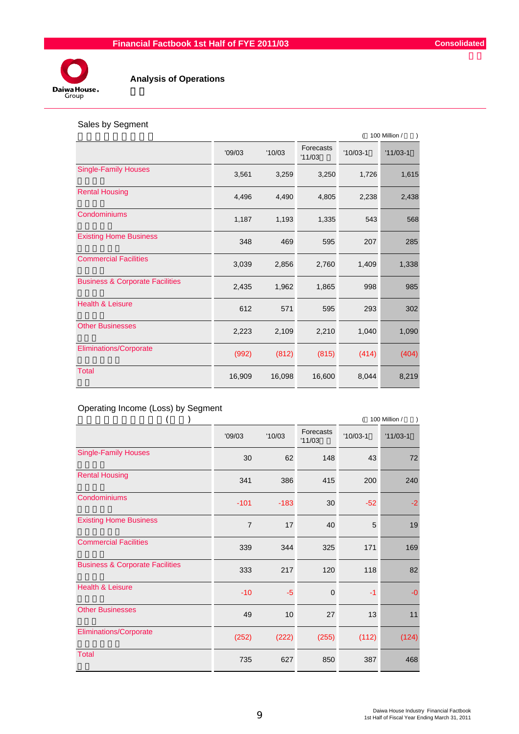# Analysis of Operations

## Sales by Segment

(100 Million / )

| | '09/03 | '10/03 | Forecasts '11/03 | '10/03-1 | '11/03-1 |
|---|---|---|---|---|---|
| Single-Family Houses | 3,561 | 3,259 | 3,250 | 1,726 | 1,615 |
| Rental Housing | 4,496 | 4,490 | 4,805 | 2,238 | 2,438 |
| Condominiums | 1,187 | 1,193 | 1,335 | 543 | 568 |
| Existing Home Business | 348 | 469 | 595 | 207 | 285 |
| Commercial Facilities | 3,039 | 2,856 | 2,760 | 1,409 | 1,338 |
| Business & Corporate Facilities | 2,435 | 1,962 | 1,865 | 998 | 985 |
| Health & Leisure | 612 | 571 | 595 | 293 | 302 |
| Other Businesses | 2,223 | 2,109 | 2,210 | 1,040 | 1,090 |
| Eliminations/Corporate | (992) | (812) | (815) | (414) | (404) |
| Total | 16,909 | 16,098 | 16,600 | 8,044 | 8,219 |

## Operating Income (Loss) by Segment

(100 Million / )

| | '09/03 | '10/03 | Forecasts '11/03 | '10/03-1 | '11/03-1 |
|---|---|---|---|---|---|
| Single-Family Houses | 30 | 62 | 148 | 43 | 72 |
| Rental Housing | 341 | 386 | 415 | 200 | 240 |
| Condominiums | -101 | -183 | 30 | -52 | -2 |
| Existing Home Business | 7 | 17 | 40 | 5 | 19 |
| Commercial Facilities | 339 | 344 | 325 | 171 | 169 |
| Business & Corporate Facilities | 333 | 217 | 120 | 118 | 82 |
| Health & Leisure | -10 | -5 | 0 | -1 | -0 |
| Other Businesses | 49 | 10 | 27 | 13 | 11 |
| Eliminations/Corporate | (252) | (222) | (255) | (112) | (124) |
| Total | 735 | 627 | 850 | 387 | 468 |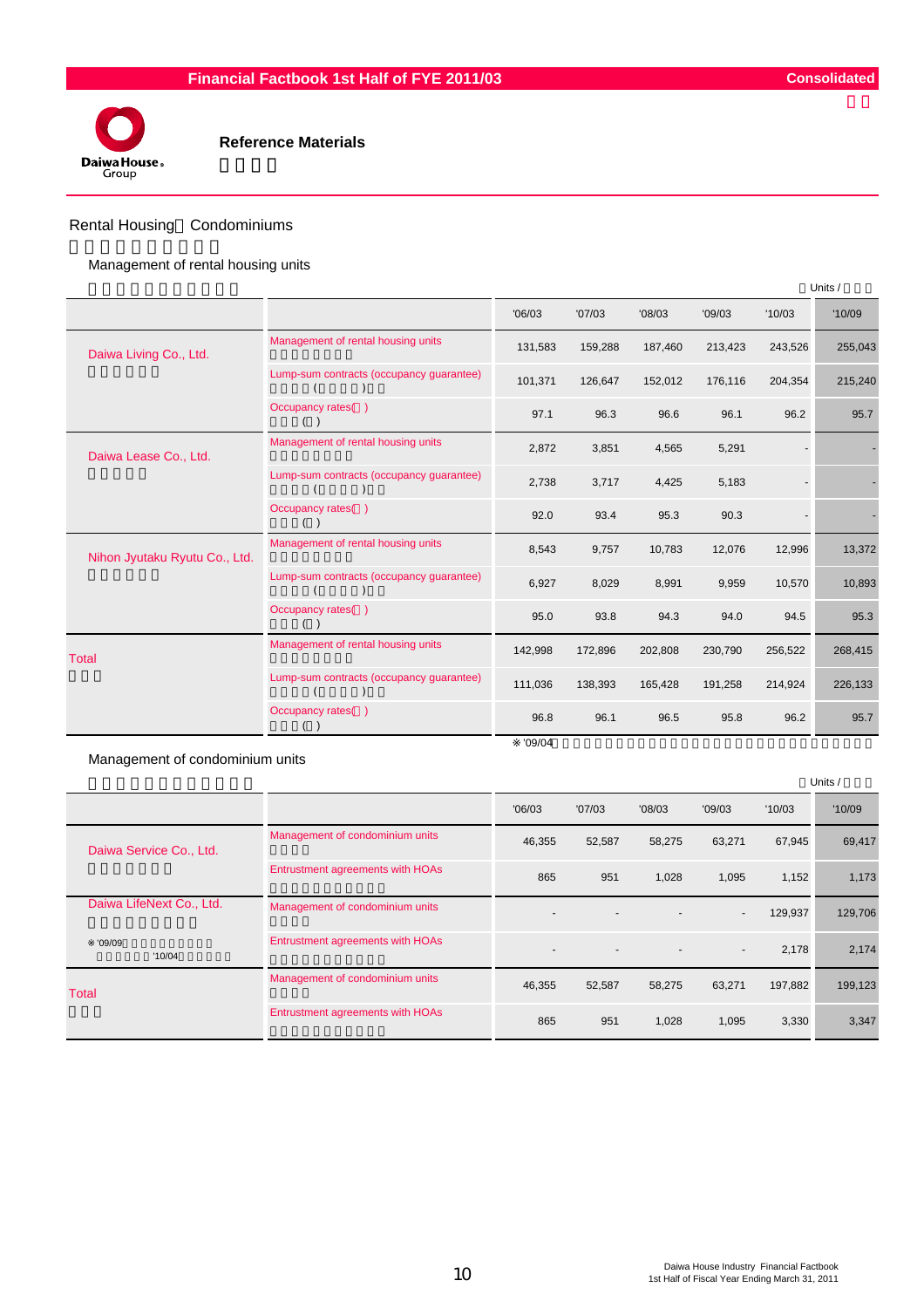## Reference Materials

### Rental Housing Condominiums

#### Management of rental housing units

Units /

| | | '06/03 | '07/03 | '08/03 | '09/03 | '10/03 | '10/09 |
|---|---|---|---|---|---|---|---|
| Daiwa Living Co., Ltd. | Management of rental housing units | 131,583 | 159,288 | 187,460 | 213,423 | 243,526 | 255,043 |
| | Lump-sum contracts (occupancy guarantee) ( ) | 101,371 | 126,647 | 152,012 | 176,116 | 204,354 | 215,240 |
| | Occupancy rates( ) ( ) | 97.1 | 96.3 | 96.6 | 96.1 | 96.2 | 95.7 |
| Daiwa Lease Co., Ltd. | Management of rental housing units | 2,872 | 3,851 | 4,565 | 5,291 | - | - |
| | Lump-sum contracts (occupancy guarantee) ( ) | 2,738 | 3,717 | 4,425 | 5,183 | - | - |
| | Occupancy rates( ) ( ) | 92.0 | 93.4 | 95.3 | 90.3 | - | - |
| Nihon Jyutaku Ryutu Co., Ltd. | Management of rental housing units | 8,543 | 9,757 | 10,783 | 12,076 | 12,996 | 13,372 |
| | Lump-sum contracts (occupancy guarantee) ( ) | 6,927 | 8,029 | 8,991 | 9,959 | 10,570 | 10,893 |
| | Occupancy rates( ) ( ) | 95.0 | 93.8 | 94.3 | 94.0 | 94.5 | 95.3 |
| Total | Management of rental housing units | 142,998 | 172,896 | 202,808 | 230,790 | 256,522 | 268,415 |
| | Lump-sum contracts (occupancy guarantee) ( ) | 111,036 | 138,393 | 165,428 | 191,258 | 214,924 | 226,133 |
| | Occupancy rates( ) ( ) | 96.8 | 96.1 | 96.5 | 95.8 | 96.2 | 95.7 |

※'09/04

#### Management of condominium units

Units /

| | | '06/03 | '07/03 | '08/03 | '09/03 | '10/03 | '10/09 |
|---|---|---|---|---|---|---|---|
| Daiwa Service Co., Ltd. | Management of condominium units | 46,355 | 52,587 | 58,275 | 63,271 | 67,945 | 69,417 |
| | Entrustment agreements with HOAs | 865 | 951 | 1,028 | 1,095 | 1,152 | 1,173 |
| Daiwa LifeNext Co., Ltd. | Management of condominium units | - | - | - | - | 129,937 | 129,706 |
| ※'09/09 '10/04 | Entrustment agreements with HOAs | - | - | - | - | 2,178 | 2,174 |
| Total | Management of condominium units | 46,355 | 52,587 | 58,275 | 63,271 | 197,882 | 199,123 |
| | Entrustment agreements with HOAs | 865 | 951 | 1,028 | 1,095 | 3,330 | 3,347 |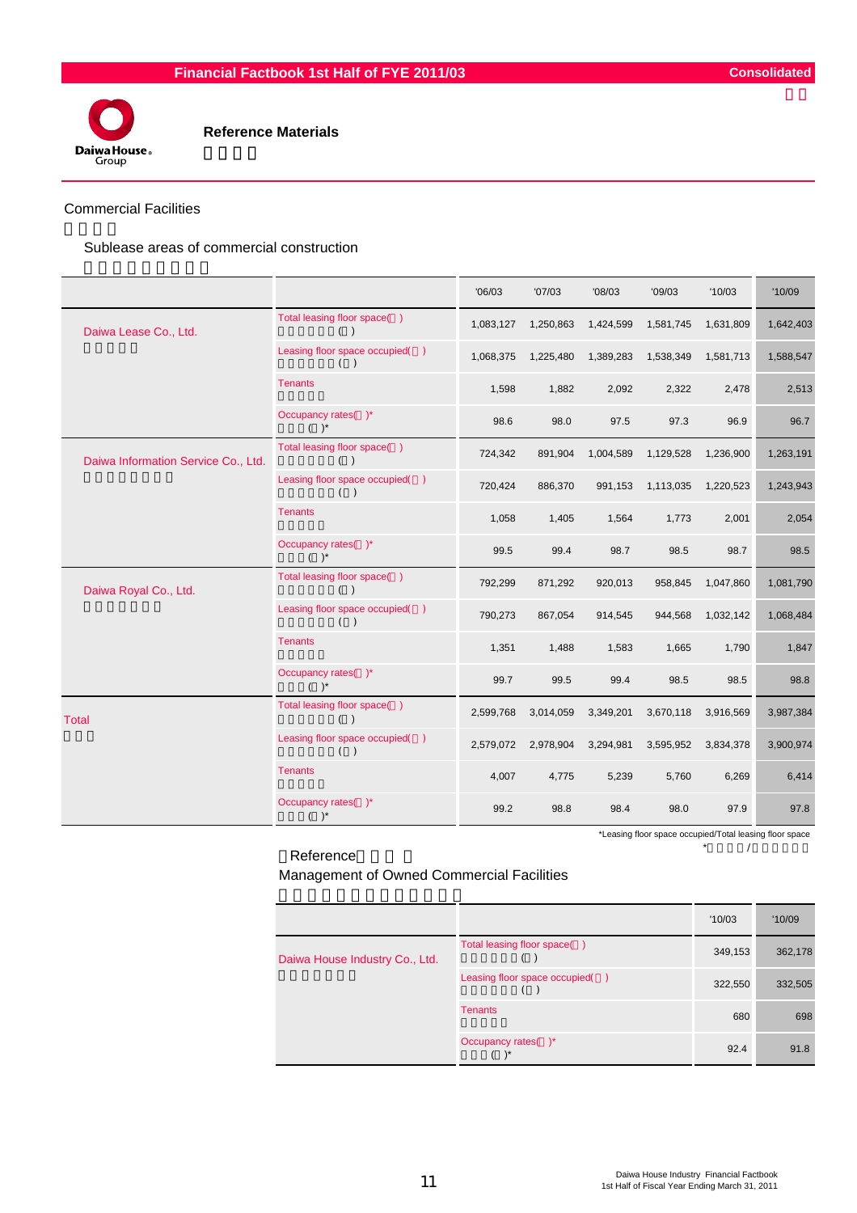Financial Factbook 1st Half of FYE 2011/03 — Consolidated

## Reference Materials

### Commercial Facilities

#### Sublease areas of commercial construction

| | | '06/03 | '07/03 | '08/03 | '09/03 | '10/03 | '10/09 |
|---|---|---|---|---|---|---|---|
| Daiwa Lease Co., Ltd. | Total leasing floor space( ) ( ) | 1,083,127 | 1,250,863 | 1,424,599 | 1,581,745 | 1,631,809 | 1,642,403 |
| | Leasing floor space occupied( ) ( ) | 1,068,375 | 1,225,480 | 1,389,283 | 1,538,349 | 1,581,713 | 1,588,547 |
| | Tenants | 1,598 | 1,882 | 2,092 | 2,322 | 2,478 | 2,513 |
| | Occupancy rates( )* ( )* | 98.6 | 98.0 | 97.5 | 97.3 | 96.9 | 96.7 |
| Daiwa Information Service Co., Ltd. | Total leasing floor space( ) ( ) | 724,342 | 891,904 | 1,004,589 | 1,129,528 | 1,236,900 | 1,263,191 |
| | Leasing floor space occupied( ) ( ) | 720,424 | 886,370 | 991,153 | 1,113,035 | 1,220,523 | 1,243,943 |
| | Tenants | 1,058 | 1,405 | 1,564 | 1,773 | 2,001 | 2,054 |
| | Occupancy rates( )* ( )* | 99.5 | 99.4 | 98.7 | 98.5 | 98.7 | 98.5 |
| Daiwa Royal Co., Ltd. | Total leasing floor space( ) ( ) | 792,299 | 871,292 | 920,013 | 958,845 | 1,047,860 | 1,081,790 |
| | Leasing floor space occupied( ) ( ) | 790,273 | 867,054 | 914,545 | 944,568 | 1,032,142 | 1,068,484 |
| | Tenants | 1,351 | 1,488 | 1,583 | 1,665 | 1,790 | 1,847 |
| | Occupancy rates( )* ( )* | 99.7 | 99.5 | 99.4 | 98.5 | 98.5 | 98.8 |
| Total | Total leasing floor space( ) ( ) | 2,599,768 | 3,014,059 | 3,349,201 | 3,670,118 | 3,916,569 | 3,987,384 |
| | Leasing floor space occupied( ) ( ) | 2,579,072 | 2,978,904 | 3,294,981 | 3,595,952 | 3,834,378 | 3,900,974 |
| | Tenants | 4,007 | 4,775 | 5,239 | 5,760 | 6,269 | 6,414 |
| | Occupancy rates( )* ( )* | 99.2 | 98.8 | 98.4 | 98.0 | 97.9 | 97.8 |

*Leasing floor space occupied/Total leasing floor space

*　/

Reference

#### Management of Owned Commercial Facilities

| | | '10/03 | '10/09 |
|---|---|---|---|
| Daiwa House Industry Co., Ltd. | Total leasing floor space( ) ( ) | 349,153 | 362,178 |
| | Leasing floor space occupied( ) ( ) | 322,550 | 332,505 |
| | Tenants | 680 | 698 |
| | Occupancy rates( )* ( )* | 92.4 | 91.8 |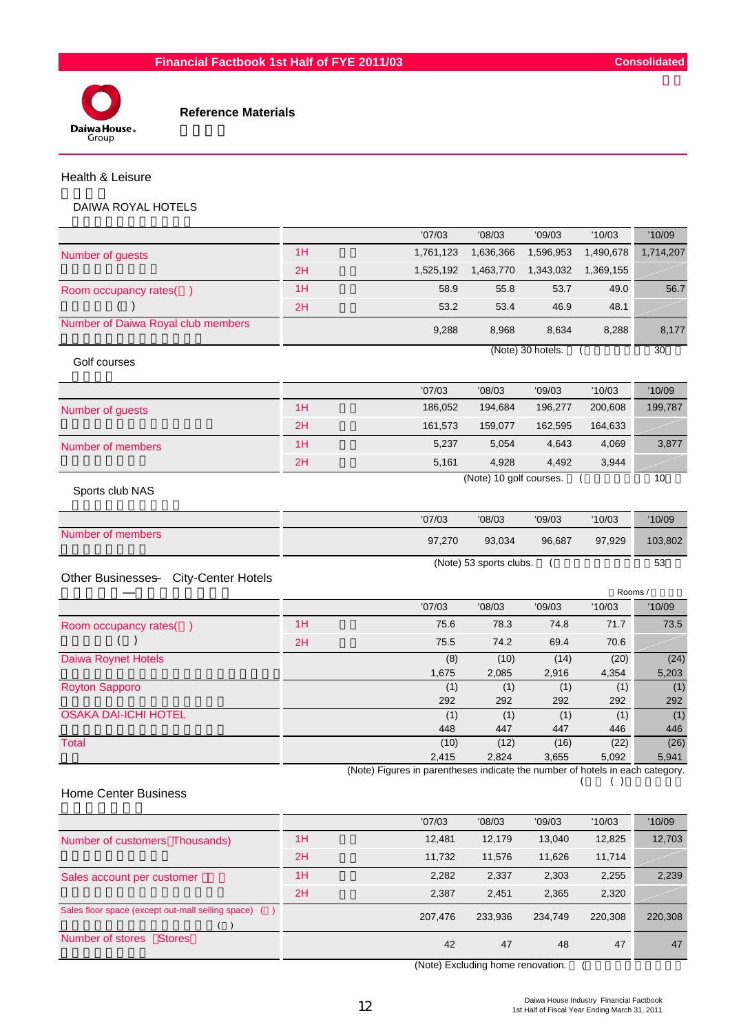## Reference Materials

### Health & Leisure

#### DAIWA ROYAL HOTELS

| | | '07/03 | '08/03 | '09/03 | '10/03 | '10/09 |
|---|---|---|---|---|---|---|
| Number of guests | 1H | 1,761,123 | 1,636,366 | 1,596,953 | 1,490,678 | 1,714,207 |
| | 2H | 1,525,192 | 1,463,770 | 1,343,032 | 1,369,155 | |
| Room occupancy rates( ) ( ) | 1H | 58.9 | 55.8 | 53.7 | 49.0 | 56.7 |
| | 2H | 53.2 | 53.4 | 46.9 | 48.1 | |
| Number of Daiwa Royal club members | | 9,288 | 8,968 | 8,634 | 8,288 | 8,177 |

(Note) 30 hotels. ( 30

#### Golf courses

| | | '07/03 | '08/03 | '09/03 | '10/03 | '10/09 |
|---|---|---|---|---|---|---|
| Number of guests | 1H | 186,052 | 194,684 | 196,277 | 200,608 | 199,787 |
| | 2H | 161,573 | 159,077 | 162,595 | 164,633 | |
| Number of members | 1H | 5,237 | 5,054 | 4,643 | 4,069 | 3,877 |
| | 2H | 5,161 | 4,928 | 4,492 | 3,944 | |

(Note) 10 golf courses. ( 10

#### Sports club NAS

| | '07/03 | '08/03 | '09/03 | '10/03 | '10/09 |
|---|---|---|---|---|---|
| Number of members | 97,270 | 93,034 | 96,687 | 97,929 | 103,802 |

(Note) 53 sports clubs. ( 53

### Other Businesses — City-Center Hotels

Rooms /

| | | '07/03 | '08/03 | '09/03 | '10/03 | '10/09 |
|---|---|---|---|---|---|---|
| Room occupancy rates( ) ( ) | 1H | 75.6 | 78.3 | 74.8 | 71.7 | 73.5 |
| | 2H | 75.5 | 74.2 | 69.4 | 70.6 | |
| Daiwa Roynet Hotels | | (8) 1,675 | (10) 2,085 | (14) 2,916 | (20) 4,354 | (24) 5,203 |
| Royton Sapporo | | (1) 292 | (1) 292 | (1) 292 | (1) 292 | (1) 292 |
| OSAKA DAI-ICHI HOTEL | | (1) 448 | (1) 447 | (1) 447 | (1) 446 | (1) 446 |
| Total | | (10) 2,415 | (12) 2,824 | (16) 3,655 | (22) 5,092 | (26) 5,941 |

(Note) Figures in parentheses indicate the number of hotels in each category.
( ( )

### Home Center Business

| | | '07/03 | '08/03 | '09/03 | '10/03 | '10/09 |
|---|---|---|---|---|---|---|
| Number of customers（Thousands) | 1H | 12,481 | 12,179 | 13,040 | 12,825 | 12,703 |
| | 2H | 11,732 | 11,576 | 11,626 | 11,714 | |
| Sales account per customer | 1H | 2,282 | 2,337 | 2,303 | 2,255 | 2,239 |
| | 2H | 2,387 | 2,451 | 2,365 | 2,320 | |
| Sales floor space (except out-mall selling space) ( ) ( ) | | 207,476 | 233,936 | 234,749 | 220,308 | 220,308 |
| Number of stores （Stores） | | 42 | 47 | 48 | 47 | 47 |

(Note) Excluding home renovation. (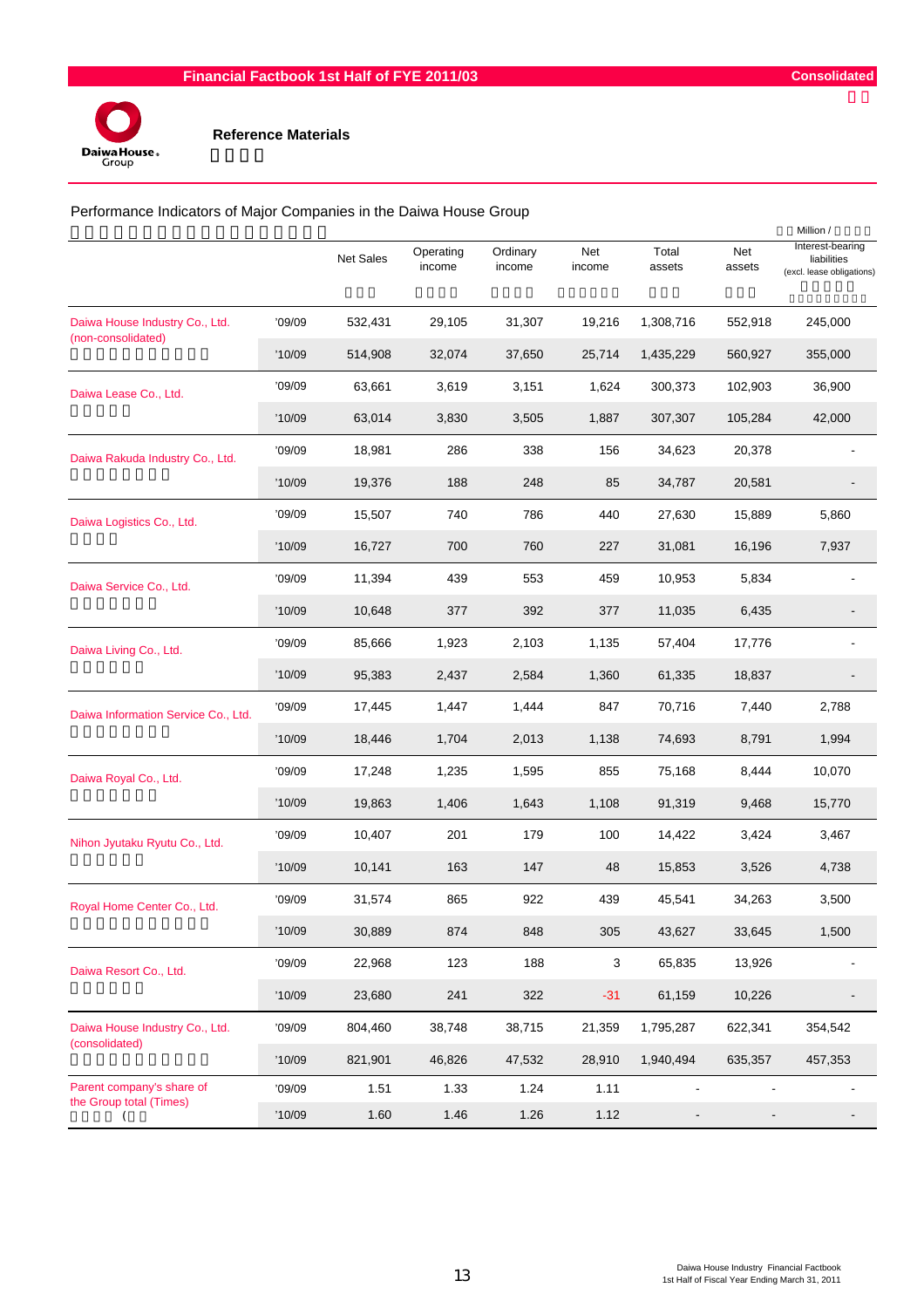# Reference Materials

## Performance Indicators of Major Companies in the Daiwa House Group

Million /

| | | Net Sales | Operating income | Ordinary income | Net income | Total assets | Net assets | Interest-bearing liabilities (excl. lease obligations) |
|---|---|---|---|---|---|---|---|---|
| Daiwa House Industry Co., Ltd. (non-consolidated) | '09/09 | 532,431 | 29,105 | 31,307 | 19,216 | 1,308,716 | 552,918 | 245,000 |
| | '10/09 | 514,908 | 32,074 | 37,650 | 25,714 | 1,435,229 | 560,927 | 355,000 |
| Daiwa Lease Co., Ltd. | '09/09 | 63,661 | 3,619 | 3,151 | 1,624 | 300,373 | 102,903 | 36,900 |
| | '10/09 | 63,014 | 3,830 | 3,505 | 1,887 | 307,307 | 105,284 | 42,000 |
| Daiwa Rakuda Industry Co., Ltd. | '09/09 | 18,981 | 286 | 338 | 156 | 34,623 | 20,378 | - |
| | '10/09 | 19,376 | 188 | 248 | 85 | 34,787 | 20,581 | - |
| Daiwa Logistics Co., Ltd. | '09/09 | 15,507 | 740 | 786 | 440 | 27,630 | 15,889 | 5,860 |
| | '10/09 | 16,727 | 700 | 760 | 227 | 31,081 | 16,196 | 7,937 |
| Daiwa Service Co., Ltd. | '09/09 | 11,394 | 439 | 553 | 459 | 10,953 | 5,834 | - |
| | '10/09 | 10,648 | 377 | 392 | 377 | 11,035 | 6,435 | - |
| Daiwa Living Co., Ltd. | '09/09 | 85,666 | 1,923 | 2,103 | 1,135 | 57,404 | 17,776 | - |
| | '10/09 | 95,383 | 2,437 | 2,584 | 1,360 | 61,335 | 18,837 | - |
| Daiwa Information Service Co., Ltd. | '09/09 | 17,445 | 1,447 | 1,444 | 847 | 70,716 | 7,440 | 2,788 |
| | '10/09 | 18,446 | 1,704 | 2,013 | 1,138 | 74,693 | 8,791 | 1,994 |
| Daiwa Royal Co., Ltd. | '09/09 | 17,248 | 1,235 | 1,595 | 855 | 75,168 | 8,444 | 10,070 |
| | '10/09 | 19,863 | 1,406 | 1,643 | 1,108 | 91,319 | 9,468 | 15,770 |
| Nihon Jyutaku Ryutu Co., Ltd. | '09/09 | 10,407 | 201 | 179 | 100 | 14,422 | 3,424 | 3,467 |
| | '10/09 | 10,141 | 163 | 147 | 48 | 15,853 | 3,526 | 4,738 |
| Royal Home Center Co., Ltd. | '09/09 | 31,574 | 865 | 922 | 439 | 45,541 | 34,263 | 3,500 |
| | '10/09 | 30,889 | 874 | 848 | 305 | 43,627 | 33,645 | 1,500 |
| Daiwa Resort Co., Ltd. | '09/09 | 22,968 | 123 | 188 | 3 | 65,835 | 13,926 | - |
| | '10/09 | 23,680 | 241 | 322 | -31 | 61,159 | 10,226 | - |
| Daiwa House Industry Co., Ltd. (consolidated) | '09/09 | 804,460 | 38,748 | 38,715 | 21,359 | 1,795,287 | 622,341 | 354,542 |
| | '10/09 | 821,901 | 46,826 | 47,532 | 28,910 | 1,940,494 | 635,357 | 457,353 |
| Parent company's share of the Group total (Times) | '09/09 | 1.51 | 1.33 | 1.24 | 1.11 | - | - | - |
| | '10/09 | 1.60 | 1.46 | 1.26 | 1.12 | - | - | - |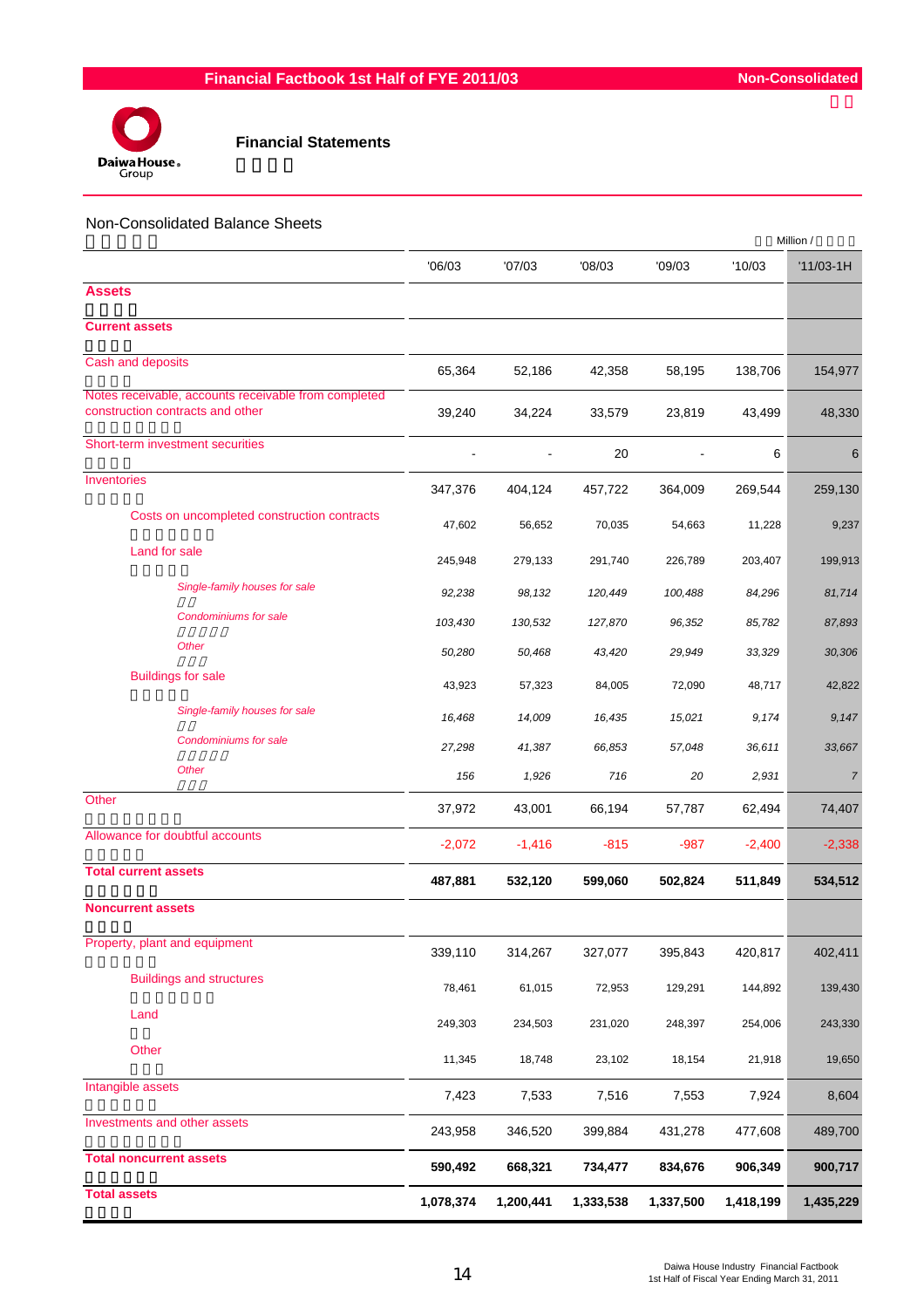# Financial Factbook 1st Half of FYE 2011/03

Non-Consolidated

## Financial Statements

### Non-Consolidated Balance Sheets

Million /

| | '06/03 | '07/03 | '08/03 | '09/03 | '10/03 | '11/03-1H |
|---|---|---|---|---|---|---|
| **Assets** | | | | | | |
| **Current assets** | | | | | | |
| Cash and deposits | 65,364 | 52,186 | 42,358 | 58,195 | 138,706 | 154,977 |
| Notes receivable, accounts receivable from completed construction contracts and other | 39,240 | 34,224 | 33,579 | 23,819 | 43,499 | 48,330 |
| Short-term investment securities | - | - | 20 | - | 6 | 6 |
| Inventories | 347,376 | 404,124 | 457,722 | 364,009 | 269,544 | 259,130 |
| Costs on uncompleted construction contracts | 47,602 | 56,652 | 70,035 | 54,663 | 11,228 | 9,237 |
| Land for sale | 245,948 | 279,133 | 291,740 | 226,789 | 203,407 | 199,913 |
| *Single-family houses for sale* | *92,238* | *98,132* | *120,449* | *100,488* | *84,296* | *81,714* |
| *Condominiums for sale* | *103,430* | *130,532* | *127,870* | *96,352* | *85,782* | *87,893* |
| *Other* | *50,280* | *50,468* | *43,420* | *29,949* | *33,329* | *30,306* |
| Buildings for sale | 43,923 | 57,323 | 84,005 | 72,090 | 48,717 | 42,822 |
| *Single-family houses for sale* | *16,468* | *14,009* | *16,435* | *15,021* | *9,174* | *9,147* |
| *Condominiums for sale* | *27,298* | *41,387* | *66,853* | *57,048* | *36,611* | *33,667* |
| *Other* | *156* | *1,926* | *716* | *20* | *2,931* | *7* |
| Other | 37,972 | 43,001 | 66,194 | 57,787 | 62,494 | 74,407 |
| Allowance for doubtful accounts | -2,072 | -1,416 | -815 | -987 | -2,400 | -2,338 |
| **Total current assets** | **487,881** | **532,120** | **599,060** | **502,824** | **511,849** | **534,512** |
| **Noncurrent assets** | | | | | | |
| Property, plant and equipment | 339,110 | 314,267 | 327,077 | 395,843 | 420,817 | 402,411 |
| Buildings and structures | 78,461 | 61,015 | 72,953 | 129,291 | 144,892 | 139,430 |
| Land | 249,303 | 234,503 | 231,020 | 248,397 | 254,006 | 243,330 |
| Other | 11,345 | 18,748 | 23,102 | 18,154 | 21,918 | 19,650 |
| Intangible assets | 7,423 | 7,533 | 7,516 | 7,553 | 7,924 | 8,604 |
| Investments and other assets | 243,958 | 346,520 | 399,884 | 431,278 | 477,608 | 489,700 |
| **Total noncurrent assets** | **590,492** | **668,321** | **734,477** | **834,676** | **906,349** | **900,717** |
| **Total assets** | **1,078,374** | **1,200,441** | **1,333,538** | **1,337,500** | **1,418,199** | **1,435,229** |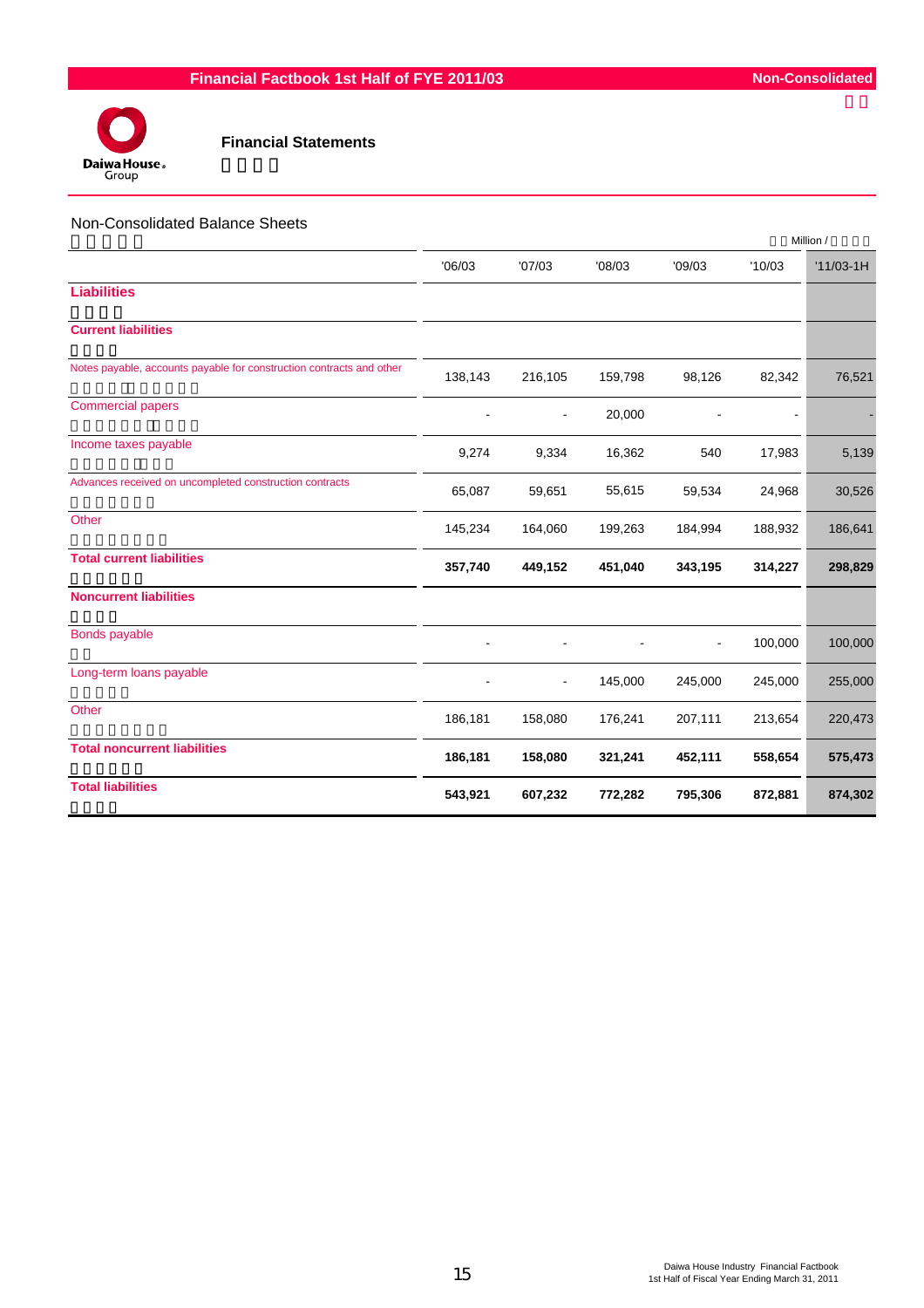## Financial Statements

### Non-Consolidated Balance Sheets

Million /

| | '06/03 | '07/03 | '08/03 | '09/03 | '10/03 | '11/03-1H |
|---|---|---|---|---|---|---|
| **Liabilities** | | | | | | |
| **Current liabilities** | | | | | | |
| Notes payable, accounts payable for construction contracts and other | 138,143 | 216,105 | 159,798 | 98,126 | 82,342 | 76,521 |
| Commercial papers | - | - | 20,000 | - | - | - |
| Income taxes payable | 9,274 | 9,334 | 16,362 | 540 | 17,983 | 5,139 |
| Advances received on uncompleted construction contracts | 65,087 | 59,651 | 55,615 | 59,534 | 24,968 | 30,526 |
| Other | 145,234 | 164,060 | 199,263 | 184,994 | 188,932 | 186,641 |
| **Total current liabilities** | **357,740** | **449,152** | **451,040** | **343,195** | **314,227** | **298,829** |
| **Noncurrent liabilities** | | | | | | |
| Bonds payable | - | - | - | - | 100,000 | 100,000 |
| Long-term loans payable | - | - | 145,000 | 245,000 | 245,000 | 255,000 |
| Other | 186,181 | 158,080 | 176,241 | 207,111 | 213,654 | 220,473 |
| **Total noncurrent liabilities** | **186,181** | **158,080** | **321,241** | **452,111** | **558,654** | **575,473** |
| **Total liabilities** | **543,921** | **607,232** | **772,282** | **795,306** | **872,881** | **874,302** |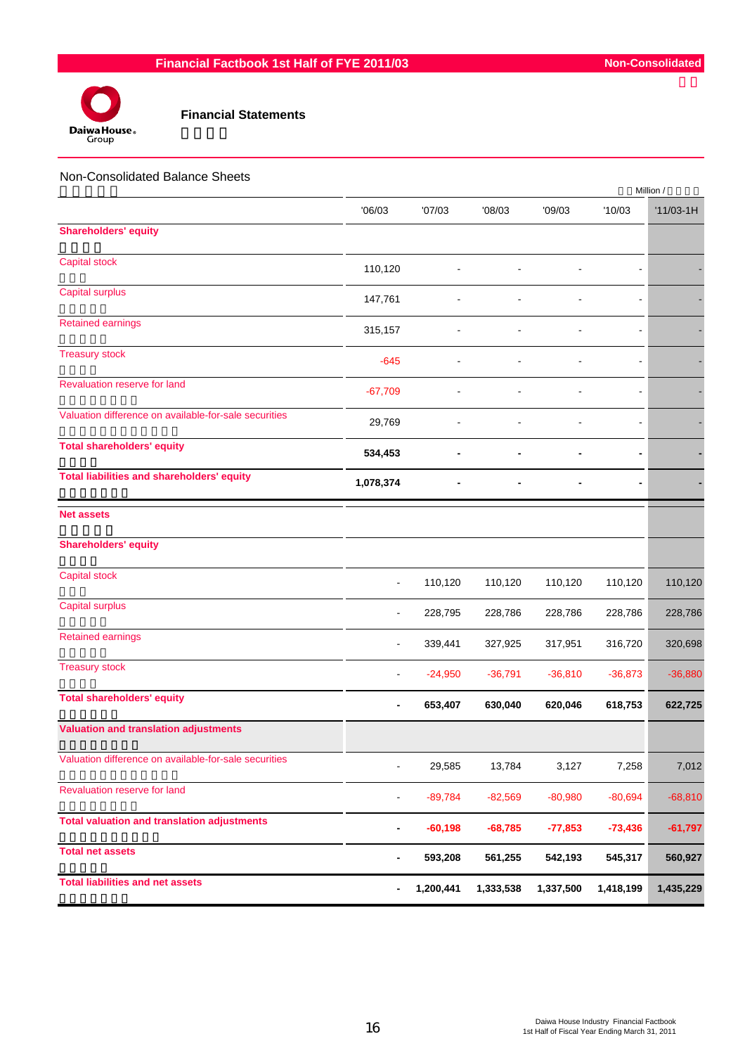# Financial Factbook 1st Half of FYE 2011/03

Non-Consolidated

## Financial Statements

### Non-Consolidated Balance Sheets

Million /

| | '06/03 | '07/03 | '08/03 | '09/03 | '10/03 | '11/03-1H |
|---|---|---|---|---|---|---|
| **Shareholders' equity** | | | | | | |
| Capital stock | 110,120 | - | - | - | - | - |
| Capital surplus | 147,761 | - | - | - | - | - |
| Retained earnings | 315,157 | - | - | - | - | - |
| Treasury stock | -645 | - | - | - | - | - |
| Revaluation reserve for land | -67,709 | - | - | - | - | - |
| Valuation difference on available-for-sale securities | 29,769 | - | - | - | - | - |
| **Total shareholders' equity** | **534,453** | **-** | **-** | **-** | **-** | **-** |
| **Total liabilities and shareholders' equity** | **1,078,374** | **-** | **-** | **-** | **-** | **-** |
| **Net assets** | | | | | | |
| **Shareholders' equity** | | | | | | |
| Capital stock | - | 110,120 | 110,120 | 110,120 | 110,120 | 110,120 |
| Capital surplus | - | 228,795 | 228,786 | 228,786 | 228,786 | 228,786 |
| Retained earnings | - | 339,441 | 327,925 | 317,951 | 316,720 | 320,698 |
| Treasury stock | - | -24,950 | -36,791 | -36,810 | -36,873 | -36,880 |
| **Total shareholders' equity** | **-** | **653,407** | **630,040** | **620,046** | **618,753** | **622,725** |
| **Valuation and translation adjustments** | | | | | | |
| Valuation difference on available-for-sale securities | - | 29,585 | 13,784 | 3,127 | 7,258 | 7,012 |
| Revaluation reserve for land | - | -89,784 | -82,569 | -80,980 | -80,694 | -68,810 |
| **Total valuation and translation adjustments** | **-** | **-60,198** | **-68,785** | **-77,853** | **-73,436** | **-61,797** |
| **Total net assets** | **-** | **593,208** | **561,255** | **542,193** | **545,317** | **560,927** |
| **Total liabilities and net assets** | **-** | **1,200,441** | **1,333,538** | **1,337,500** | **1,418,199** | **1,435,229** |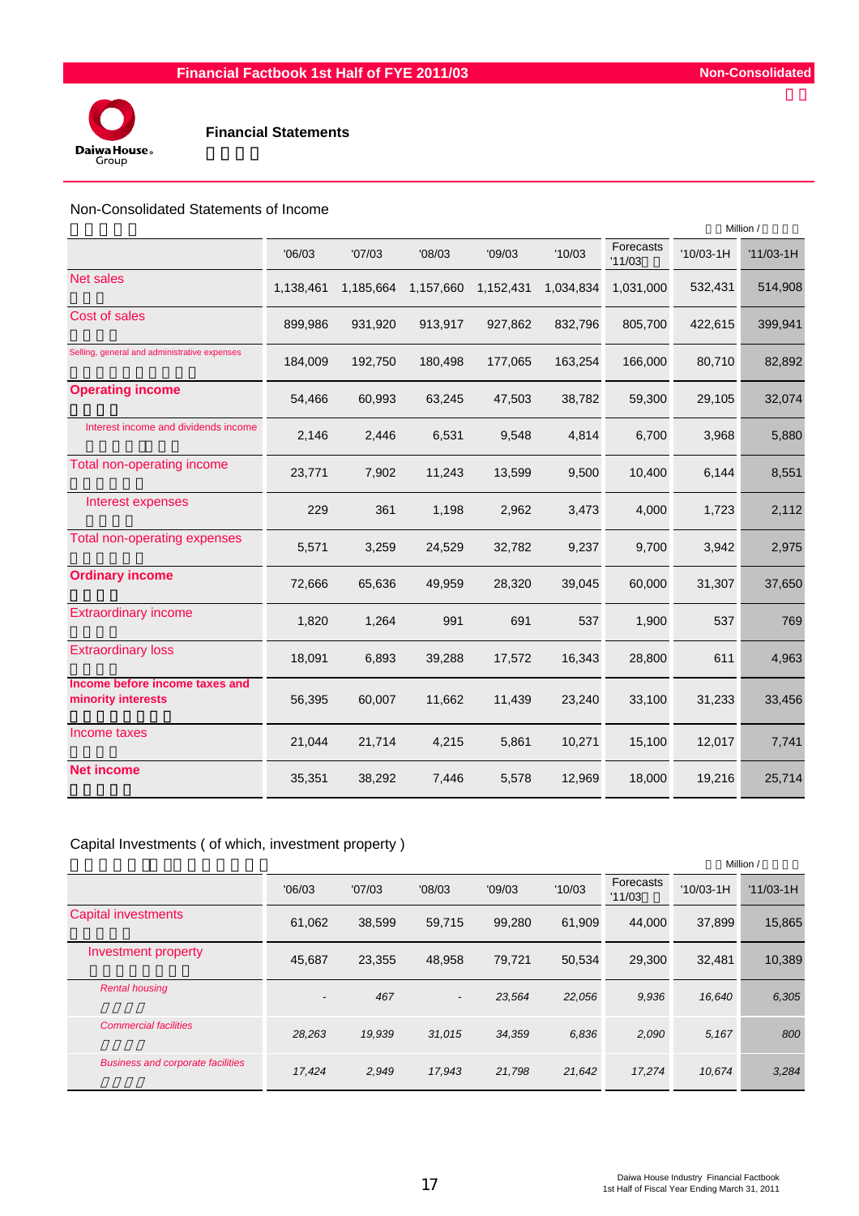## Financial Statements

### Non-Consolidated Statements of Income

Million /

| | '06/03 | '07/03 | '08/03 | '09/03 | '10/03 | Forecasts '11/03 | '10/03-1H | '11/03-1H |
|---|---|---|---|---|---|---|---|---|
| Net sales | 1,138,461 | 1,185,664 | 1,157,660 | 1,152,431 | 1,034,834 | 1,031,000 | 532,431 | 514,908 |
| Cost of sales | 899,986 | 931,920 | 913,917 | 927,862 | 832,796 | 805,700 | 422,615 | 399,941 |
| Selling, general and administrative expenses | 184,009 | 192,750 | 180,498 | 177,065 | 163,254 | 166,000 | 80,710 | 82,892 |
| **Operating income** | 54,466 | 60,993 | 63,245 | 47,503 | 38,782 | 59,300 | 29,105 | 32,074 |
| Interest income and dividends income | 2,146 | 2,446 | 6,531 | 9,548 | 4,814 | 6,700 | 3,968 | 5,880 |
| Total non-operating income | 23,771 | 7,902 | 11,243 | 13,599 | 9,500 | 10,400 | 6,144 | 8,551 |
| Interest expenses | 229 | 361 | 1,198 | 2,962 | 3,473 | 4,000 | 1,723 | 2,112 |
| Total non-operating expenses | 5,571 | 3,259 | 24,529 | 32,782 | 9,237 | 9,700 | 3,942 | 2,975 |
| **Ordinary income** | 72,666 | 65,636 | 49,959 | 28,320 | 39,045 | 60,000 | 31,307 | 37,650 |
| Extraordinary income | 1,820 | 1,264 | 991 | 691 | 537 | 1,900 | 537 | 769 |
| Extraordinary loss | 18,091 | 6,893 | 39,288 | 17,572 | 16,343 | 28,800 | 611 | 4,963 |
| **Income before income taxes and minority interests** | 56,395 | 60,007 | 11,662 | 11,439 | 23,240 | 33,100 | 31,233 | 33,456 |
| Income taxes | 21,044 | 21,714 | 4,215 | 5,861 | 10,271 | 15,100 | 12,017 | 7,741 |
| **Net income** | 35,351 | 38,292 | 7,446 | 5,578 | 12,969 | 18,000 | 19,216 | 25,714 |

### Capital Investments ( of which, investment property )

Million /

| | '06/03 | '07/03 | '08/03 | '09/03 | '10/03 | Forecasts '11/03 | '10/03-1H | '11/03-1H |
|---|---|---|---|---|---|---|---|---|
| Capital investments | 61,062 | 38,599 | 59,715 | 99,280 | 61,909 | 44,000 | 37,899 | 15,865 |
| Investment property | 45,687 | 23,355 | 48,958 | 79,721 | 50,534 | 29,300 | 32,481 | 10,389 |
| *Rental housing* | *-* | *467* | *-* | *23,564* | *22,056* | *9,936* | *16,640* | *6,305* |
| *Commercial facilities* | *28,263* | *19,939* | *31,015* | *34,359* | *6,836* | *2,090* | *5,167* | *800* |
| *Business and corporate facilities* | *17,424* | *2,949* | *17,943* | *21,798* | *21,642* | *17,274* | *10,674* | *3,284* |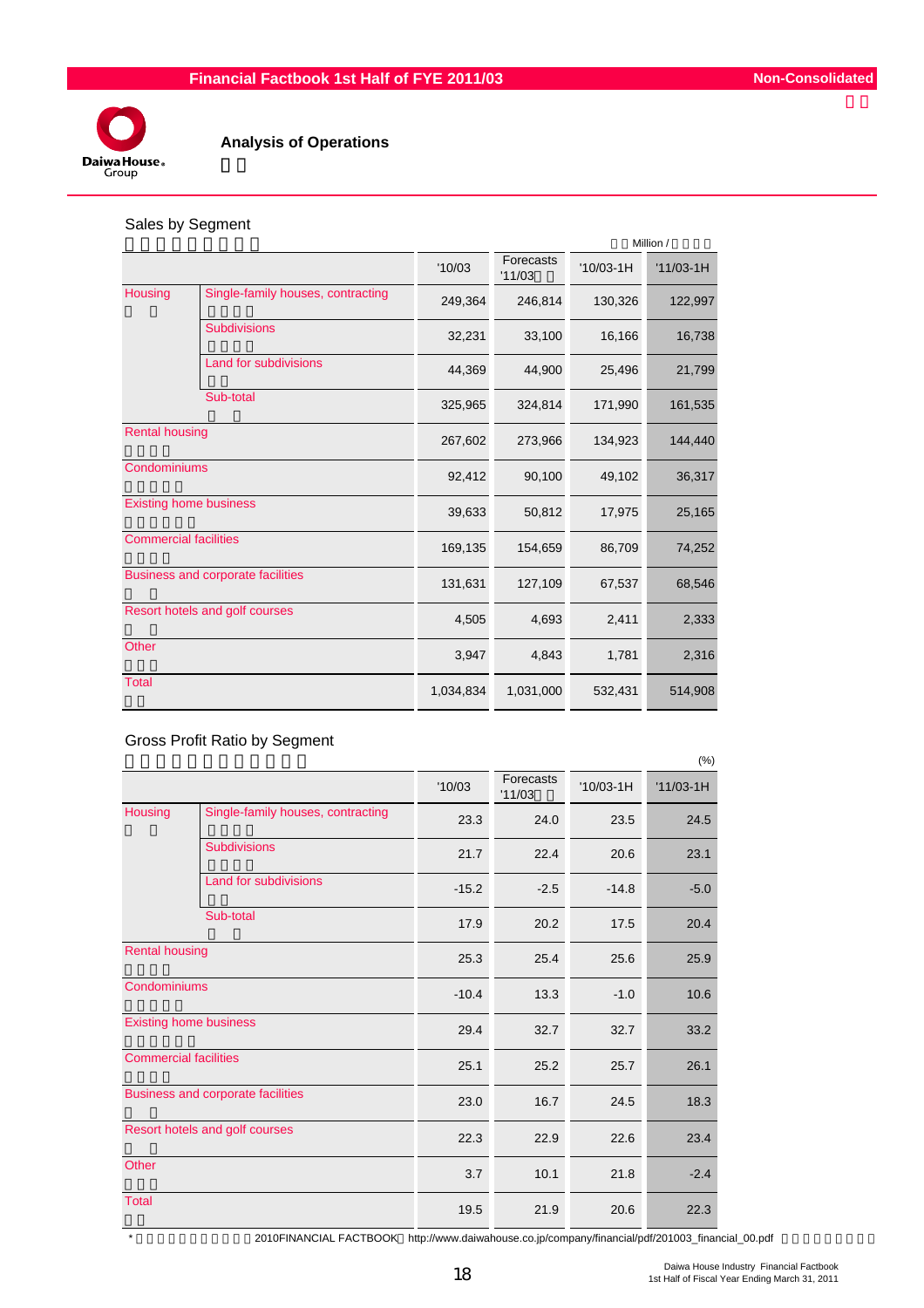# Analysis of Operations

## Sales by Segment

Million /

| | | '10/03 | Forecasts '11/03 | '10/03-1H | '11/03-1H |
|---|---|---|---|---|---|
| Housing | Single-family houses, contracting | 249,364 | 246,814 | 130,326 | 122,997 |
| | Subdivisions | 32,231 | 33,100 | 16,166 | 16,738 |
| | Land for subdivisions | 44,369 | 44,900 | 25,496 | 21,799 |
| | Sub-total | 325,965 | 324,814 | 171,990 | 161,535 |
| Rental housing | | 267,602 | 273,966 | 134,923 | 144,440 |
| Condominiums | | 92,412 | 90,100 | 49,102 | 36,317 |
| Existing home business | | 39,633 | 50,812 | 17,975 | 25,165 |
| Commercial facilities | | 169,135 | 154,659 | 86,709 | 74,252 |
| Business and corporate facilities | | 131,631 | 127,109 | 67,537 | 68,546 |
| Resort hotels and golf courses | | 4,505 | 4,693 | 2,411 | 2,333 |
| Other | | 3,947 | 4,843 | 1,781 | 2,316 |
| Total | | 1,034,834 | 1,031,000 | 532,431 | 514,908 |

## Gross Profit Ratio by Segment

(%)

| | | '10/03 | Forecasts '11/03 | '10/03-1H | '11/03-1H |
|---|---|---|---|---|---|
| Housing | Single-family houses, contracting | 23.3 | 24.0 | 23.5 | 24.5 |
| | Subdivisions | 21.7 | 22.4 | 20.6 | 23.1 |
| | Land for subdivisions | -15.2 | -2.5 | -14.8 | -5.0 |
| | Sub-total | 17.9 | 20.2 | 17.5 | 20.4 |
| Rental housing | | 25.3 | 25.4 | 25.6 | 25.9 |
| Condominiums | | -10.4 | 13.3 | -1.0 | 10.6 |
| Existing home business | | 29.4 | 32.7 | 32.7 | 33.2 |
| Commercial facilities | | 25.1 | 25.2 | 25.7 | 26.1 |
| Business and corporate facilities | | 23.0 | 16.7 | 24.5 | 18.3 |
| Resort hotels and golf courses | | 22.3 | 22.9 | 22.6 | 23.4 |
| Other | | 3.7 | 10.1 | 21.8 | -2.4 |
| Total | | 19.5 | 21.9 | 20.6 | 22.3 |

* 2010FINANCIAL FACTBOOK http://www.daiwahouse.co.jp/company/financial/pdf/201003_financial_00.pdf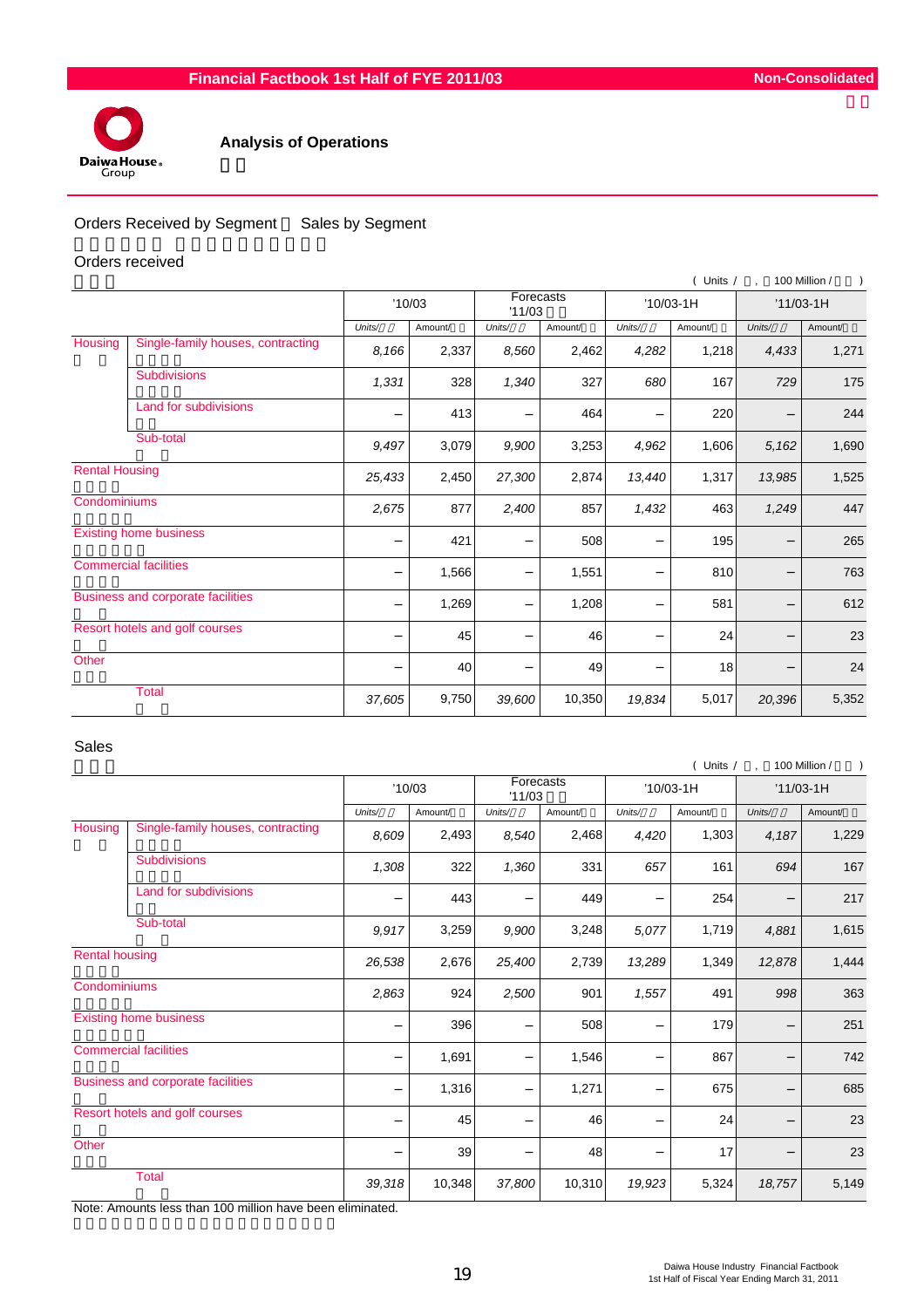## Analysis of Operations

### Orders Received by Segment ・ Sales by Segment

#### Orders received

( Units / , 100 Million / )

| | | '10/03 | | Forecasts '11/03 | | '10/03-1H | | '11/03-1H | |
|---|---|---|---|---|---|---|---|---|---|
| | | Units/ | Amount/ | Units/ | Amount/ | Units/ | Amount/ | Units/ | Amount/ |
| Housing | Single-family houses, contracting | 8,166 | 2,337 | 8,560 | 2,462 | 4,282 | 1,218 | 4,433 | 1,271 |
| | Subdivisions | 1,331 | 328 | 1,340 | 327 | 680 | 167 | 729 | 175 |
| | Land for subdivisions | − | 413 | − | 464 | − | 220 | − | 244 |
| | Sub-total | 9,497 | 3,079 | 9,900 | 3,253 | 4,962 | 1,606 | 5,162 | 1,690 |
| Rental Housing | | 25,433 | 2,450 | 27,300 | 2,874 | 13,440 | 1,317 | 13,985 | 1,525 |
| Condominiums | | 2,675 | 877 | 2,400 | 857 | 1,432 | 463 | 1,249 | 447 |
| Existing home business | | − | 421 | − | 508 | − | 195 | − | 265 |
| Commercial facilities | | − | 1,566 | − | 1,551 | − | 810 | − | 763 |
| Business and corporate facilities | | − | 1,269 | − | 1,208 | − | 581 | − | 612 |
| Resort hotels and golf courses | | − | 45 | − | 46 | − | 24 | − | 23 |
| Other | | − | 40 | − | 49 | − | 18 | − | 24 |
| | Total | 37,605 | 9,750 | 39,600 | 10,350 | 19,834 | 5,017 | 20,396 | 5,352 |

#### Sales

( Units / , 100 Million / )

| | | '10/03 | | Forecasts '11/03 | | '10/03-1H | | '11/03-1H | |
|---|---|---|---|---|---|---|---|---|---|
| | | Units/ | Amount/ | Units/ | Amount/ | Units/ | Amount/ | Units/ | Amount/ |
| Housing | Single-family houses, contracting | 8,609 | 2,493 | 8,540 | 2,468 | 4,420 | 1,303 | 4,187 | 1,229 |
| | Subdivisions | 1,308 | 322 | 1,360 | 331 | 657 | 161 | 694 | 167 |
| | Land for subdivisions | − | 443 | − | 449 | − | 254 | − | 217 |
| | Sub-total | 9,917 | 3,259 | 9,900 | 3,248 | 5,077 | 1,719 | 4,881 | 1,615 |
| Rental housing | | 26,538 | 2,676 | 25,400 | 2,739 | 13,289 | 1,349 | 12,878 | 1,444 |
| Condominiums | | 2,863 | 924 | 2,500 | 901 | 1,557 | 491 | 998 | 363 |
| Existing home business | | − | 396 | − | 508 | − | 179 | − | 251 |
| Commercial facilities | | − | 1,691 | − | 1,546 | − | 867 | − | 742 |
| Business and corporate facilities | | − | 1,316 | − | 1,271 | − | 675 | − | 685 |
| Resort hotels and golf courses | | − | 45 | − | 46 | − | 24 | − | 23 |
| Other | | − | 39 | − | 48 | − | 17 | − | 23 |
| | Total | 39,318 | 10,348 | 37,800 | 10,310 | 19,923 | 5,324 | 18,757 | 5,149 |

Note: Amounts less than 100 million have been eliminated.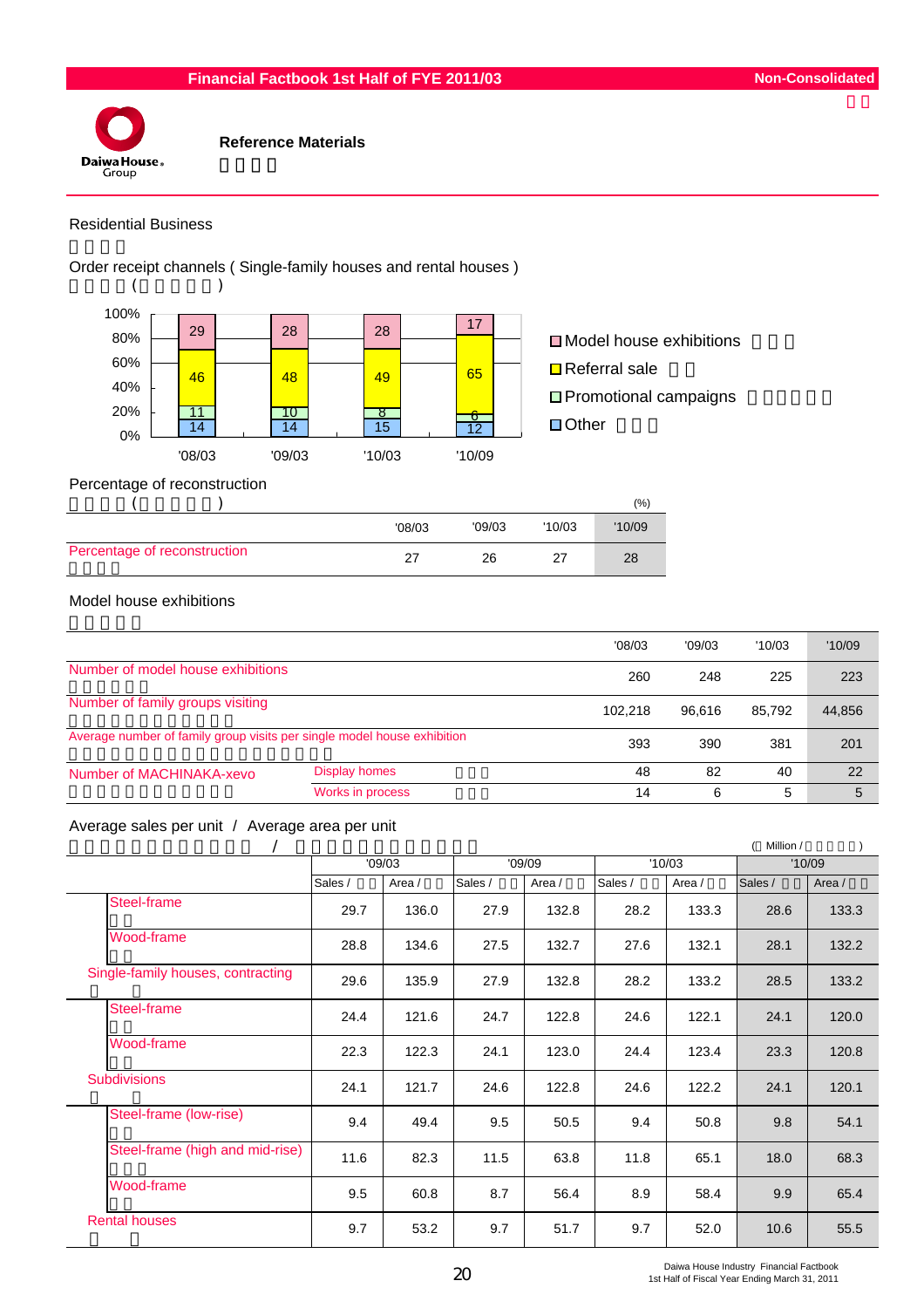# Reference Materials

## Residential Business

### Order receipt channels ( Single-family houses and rental houses )

| | '08/03 | '09/03 | '10/03 | '10/09 |
|---|---|---|---|---|
| Model house exhibitions | 29 | 28 | 28 | 17 |
| Referral sale | 46 | 48 | 49 | 65 |
| Promotional campaigns | 11 | 10 | 8 | 6 |
| Other | 14 | 14 | 15 | 12 |

### Percentage of reconstruction

(%)

| | '08/03 | '09/03 | '10/03 | '10/09 |
|---|---|---|---|---|
| Percentage of reconstruction | 27 | 26 | 27 | 28 |

### Model house exhibitions

| | | '08/03 | '09/03 | '10/03 | '10/09 |
|---|---|---|---|---|---|
| Number of model house exhibitions | | 260 | 248 | 225 | 223 |
| Number of family groups visiting | | 102,218 | 96,616 | 85,792 | 44,856 |
| Average number of family group visits per single model house exhibition | | 393 | 390 | 381 | 201 |
| Number of MACHINAKA-xevo | Display homes | 48 | 82 | 40 | 22 |
| | Works in process | 14 | 6 | 5 | 5 |

### Average sales per unit / Average area per unit

( Million / )

| | '09/03 | | '09/09 | | '10/03 | | '10/09 | |
|---|---|---|---|---|---|---|---|---|
| | Sales / | Area / | Sales / | Area / | Sales / | Area / | Sales / | Area / |
| Steel-frame | 29.7 | 136.0 | 27.9 | 132.8 | 28.2 | 133.3 | 28.6 | 133.3 |
| Wood-frame | 28.8 | 134.6 | 27.5 | 132.7 | 27.6 | 132.1 | 28.1 | 132.2 |
| Single-family houses, contracting | 29.6 | 135.9 | 27.9 | 132.8 | 28.2 | 133.2 | 28.5 | 133.2 |
| Steel-frame | 24.4 | 121.6 | 24.7 | 122.8 | 24.6 | 122.1 | 24.1 | 120.0 |
| Wood-frame | 22.3 | 122.3 | 24.1 | 123.0 | 24.4 | 123.4 | 23.3 | 120.8 |
| Subdivisions | 24.1 | 121.7 | 24.6 | 122.8 | 24.6 | 122.2 | 24.1 | 120.1 |
| Steel-frame (low-rise) | 9.4 | 49.4 | 9.5 | 50.5 | 9.4 | 50.8 | 9.8 | 54.1 |
| Steel-frame (high and mid-rise) | 11.6 | 82.3 | 11.5 | 63.8 | 11.8 | 65.1 | 18.0 | 68.3 |
| Wood-frame | 9.5 | 60.8 | 8.7 | 56.4 | 8.9 | 58.4 | 9.9 | 65.4 |
| Rental houses | 9.7 | 53.2 | 9.7 | 51.7 | 9.7 | 52.0 | 10.6 | 55.5 |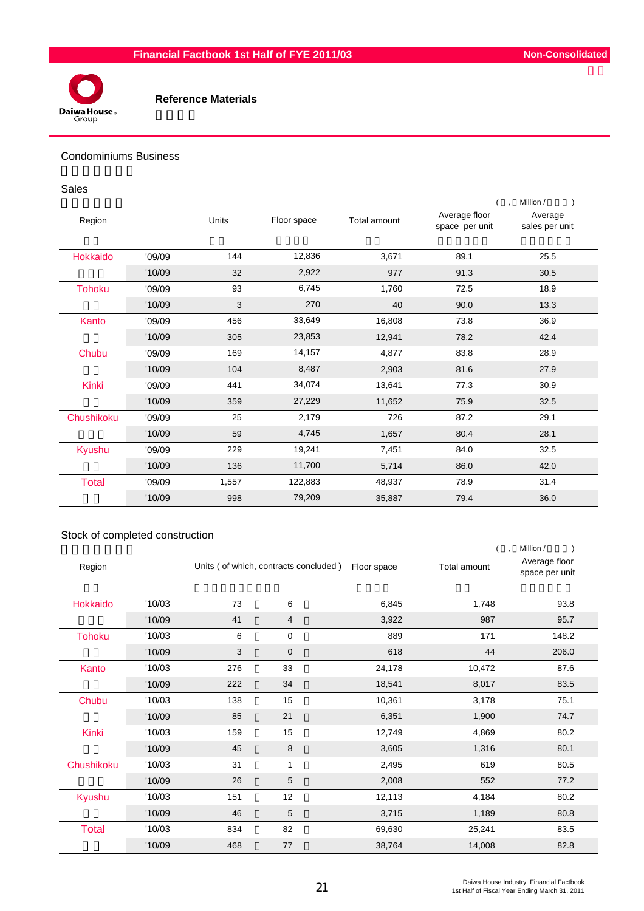# Reference Materials

## Condominiums Business

### Sales

( , Million / )

| Region | | Units | Floor space | Total amount | Average floor space per unit | Average sales per unit |
|---|---|---|---|---|---|---|
| Hokkaido | '09/09 | 144 | 12,836 | 3,671 | 89.1 | 25.5 |
| | '10/09 | 32 | 2,922 | 977 | 91.3 | 30.5 |
| Tohoku | '09/09 | 93 | 6,745 | 1,760 | 72.5 | 18.9 |
| | '10/09 | 3 | 270 | 40 | 90.0 | 13.3 |
| Kanto | '09/09 | 456 | 33,649 | 16,808 | 73.8 | 36.9 |
| | '10/09 | 305 | 23,853 | 12,941 | 78.2 | 42.4 |
| Chubu | '09/09 | 169 | 14,157 | 4,877 | 83.8 | 28.9 |
| | '10/09 | 104 | 8,487 | 2,903 | 81.6 | 27.9 |
| Kinki | '09/09 | 441 | 34,074 | 13,641 | 77.3 | 30.9 |
| | '10/09 | 359 | 27,229 | 11,652 | 75.9 | 32.5 |
| Chushikoku | '09/09 | 25 | 2,179 | 726 | 87.2 | 29.1 |
| | '10/09 | 59 | 4,745 | 1,657 | 80.4 | 28.1 |
| Kyushu | '09/09 | 229 | 19,241 | 7,451 | 84.0 | 32.5 |
| | '10/09 | 136 | 11,700 | 5,714 | 86.0 | 42.0 |
| Total | '09/09 | 1,557 | 122,883 | 48,937 | 78.9 | 31.4 |
| | '10/09 | 998 | 79,209 | 35,887 | 79.4 | 36.0 |

### Stock of completed construction

( , Million / )

| Region | | Units | ( of which, contracts concluded ) | Floor space | Total amount | Average floor space per unit |
|---|---|---|---|---|---|---|
| Hokkaido | '10/03 | 73 | 6 | 6,845 | 1,748 | 93.8 |
| | '10/09 | 41 | 4 | 3,922 | 987 | 95.7 |
| Tohoku | '10/03 | 6 | 0 | 889 | 171 | 148.2 |
| | '10/09 | 3 | 0 | 618 | 44 | 206.0 |
| Kanto | '10/03 | 276 | 33 | 24,178 | 10,472 | 87.6 |
| | '10/09 | 222 | 34 | 18,541 | 8,017 | 83.5 |
| Chubu | '10/03 | 138 | 15 | 10,361 | 3,178 | 75.1 |
| | '10/09 | 85 | 21 | 6,351 | 1,900 | 74.7 |
| Kinki | '10/03 | 159 | 15 | 12,749 | 4,869 | 80.2 |
| | '10/09 | 45 | 8 | 3,605 | 1,316 | 80.1 |
| Chushikoku | '10/03 | 31 | 1 | 2,495 | 619 | 80.5 |
| | '10/09 | 26 | 5 | 2,008 | 552 | 77.2 |
| Kyushu | '10/03 | 151 | 12 | 12,113 | 4,184 | 80.2 |
| | '10/09 | 46 | 5 | 3,715 | 1,189 | 80.8 |
| Total | '10/03 | 834 | 82 | 69,630 | 25,241 | 83.5 |
| | '10/09 | 468 | 77 | 38,764 | 14,008 | 82.8 |